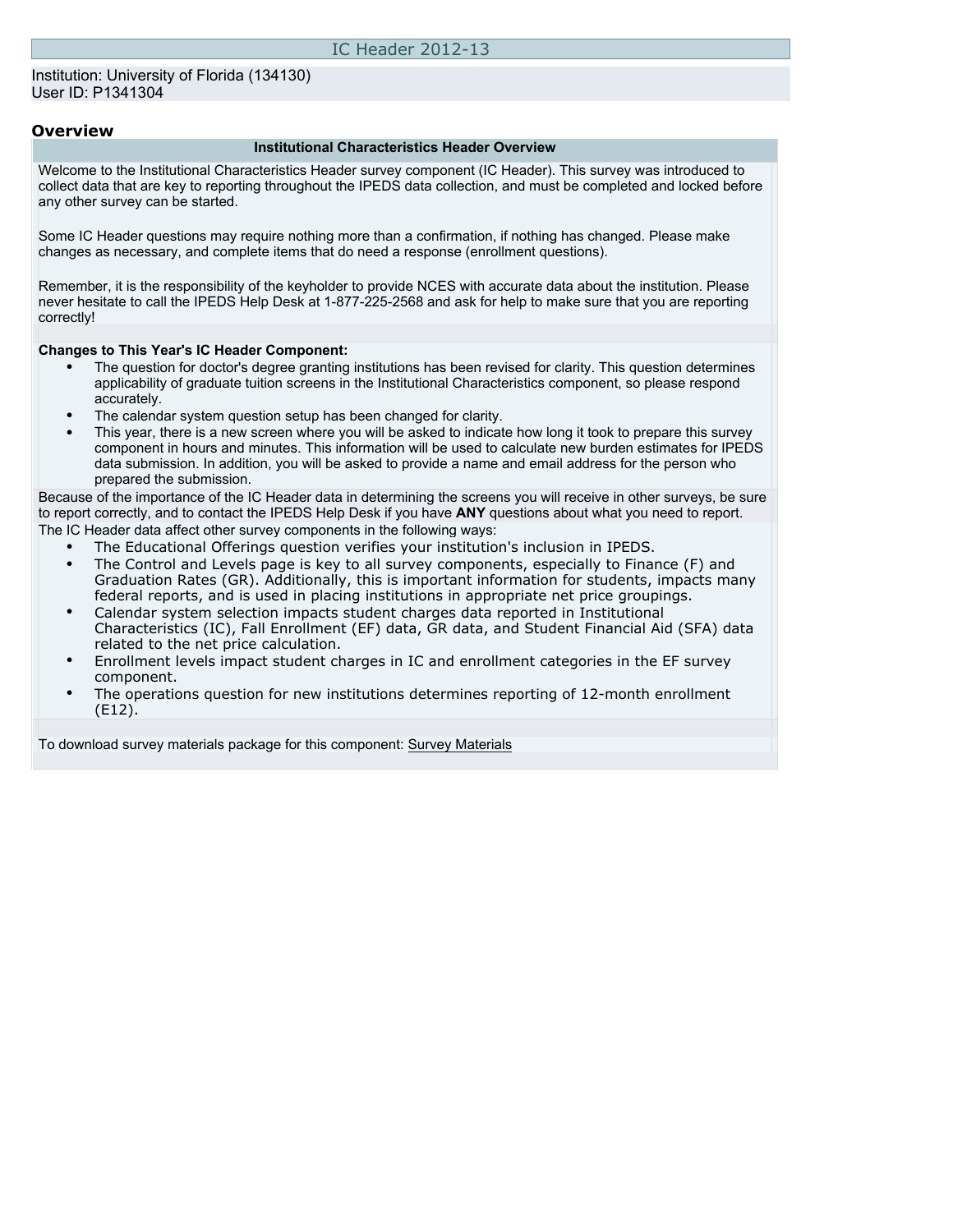# IC Header 2012-13

Institution: University of Florida (134130)
User ID: P1341304

## Overview

### Institutional Characteristics Header Overview

Welcome to the Institutional Characteristics Header survey component (IC Header). This survey was introduced to collect data that are key to reporting throughout the IPEDS data collection, and must be completed and locked before any other survey can be started.

Some IC Header questions may require nothing more than a confirmation, if nothing has changed. Please make changes as necessary, and complete items that do need a response (enrollment questions).

Remember, it is the responsibility of the keyholder to provide NCES with accurate data about the institution. Please never hesitate to call the IPEDS Help Desk at 1-877-225-2568 and ask for help to make sure that you are reporting correctly!

**Changes to This Year's IC Header Component:**

- The question for doctor's degree granting institutions has been revised for clarity. This question determines applicability of graduate tuition screens in the Institutional Characteristics component, so please respond accurately.
- The calendar system question setup has been changed for clarity.
- This year, there is a new screen where you will be asked to indicate how long it took to prepare this survey component in hours and minutes. This information will be used to calculate new burden estimates for IPEDS data submission. In addition, you will be asked to provide a name and email address for the person who prepared the submission.

Because of the importance of the IC Header data in determining the screens you will receive in other surveys, be sure to report correctly, and to contact the IPEDS Help Desk if you have **ANY** questions about what you need to report.

The IC Header data affect other survey components in the following ways:

- The Educational Offerings question verifies your institution's inclusion in IPEDS.
- The Control and Levels page is key to all survey components, especially to Finance (F) and Graduation Rates (GR). Additionally, this is important information for students, impacts many federal reports, and is used in placing institutions in appropriate net price groupings.
- Calendar system selection impacts student charges data reported in Institutional Characteristics (IC), Fall Enrollment (EF) data, GR data, and Student Financial Aid (SFA) data related to the net price calculation.
- Enrollment levels impact student charges in IC and enrollment categories in the EF survey component.
- The operations question for new institutions determines reporting of 12-month enrollment (E12).

To download survey materials package for this component: Survey Materials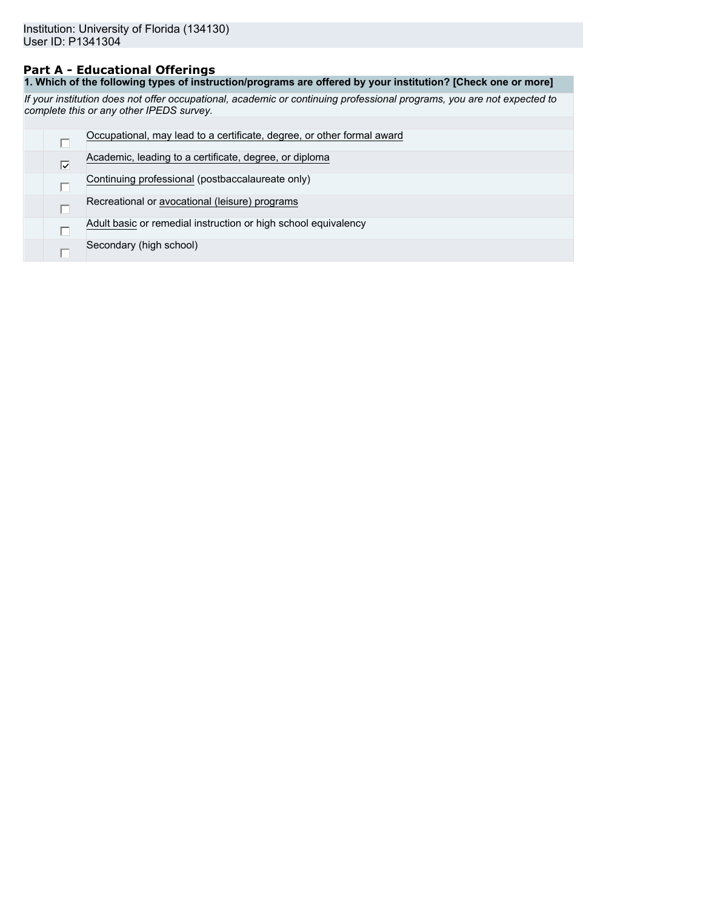Institution: University of Florida (134130)
User ID: P1341304

## Part A - Educational Offerings

**1. Which of the following types of instruction/programs are offered by your institution? [Check one or more]**

*If your institution does not offer occupational, academic or continuing professional programs, you are not expected to complete this or any other IPEDS survey.*

- [ ] Occupational, may lead to a certificate, degree, or other formal award
- [x] Academic, leading to a certificate, degree, or diploma
- [ ] Continuing professional (postbaccalaureate only)
- [ ] Recreational or avocational (leisure) programs
- [ ] Adult basic or remedial instruction or high school equivalency
- [ ] Secondary (high school)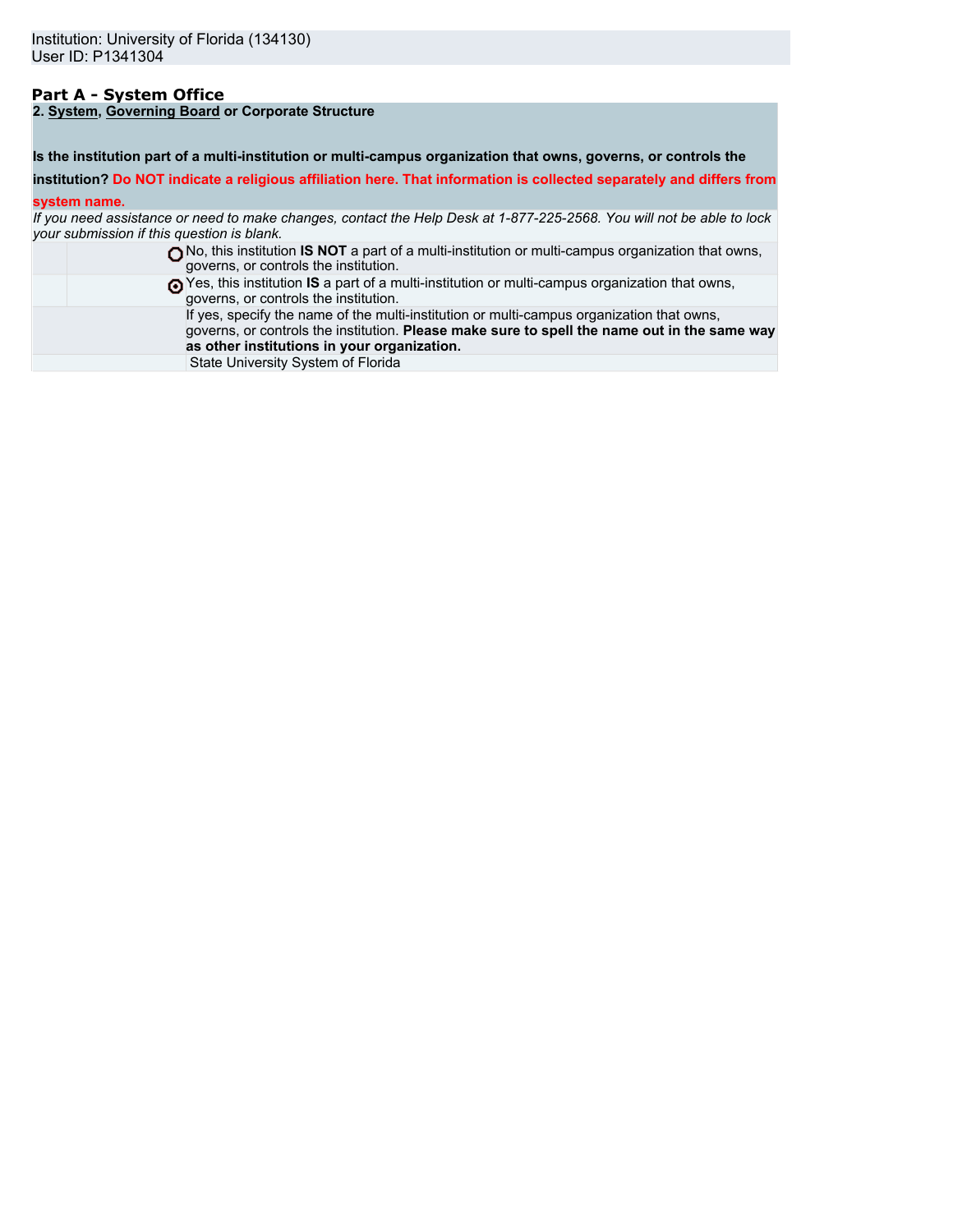Institution: University of Florida (134130)
User ID: P1341304

## Part A - System Office

**2. System, Governing Board or Corporate Structure**

**Is the institution part of a multi-institution or multi-campus organization that owns, governs, or controls the institution? Do NOT indicate a religious affiliation here. That information is collected separately and differs from system name.**

*If you need assistance or need to make changes, contact the Help Desk at 1-877-225-2568. You will not be able to lock your submission if this question is blank.*

- ○ No, this institution **IS NOT** a part of a multi-institution or multi-campus organization that owns, governs, or controls the institution.
- ◉ Yes, this institution **IS** a part of a multi-institution or multi-campus organization that owns, governs, or controls the institution.

If yes, specify the name of the multi-institution or multi-campus organization that owns, governs, or controls the institution. **Please make sure to spell the name out in the same way as other institutions in your organization.**

State University System of Florida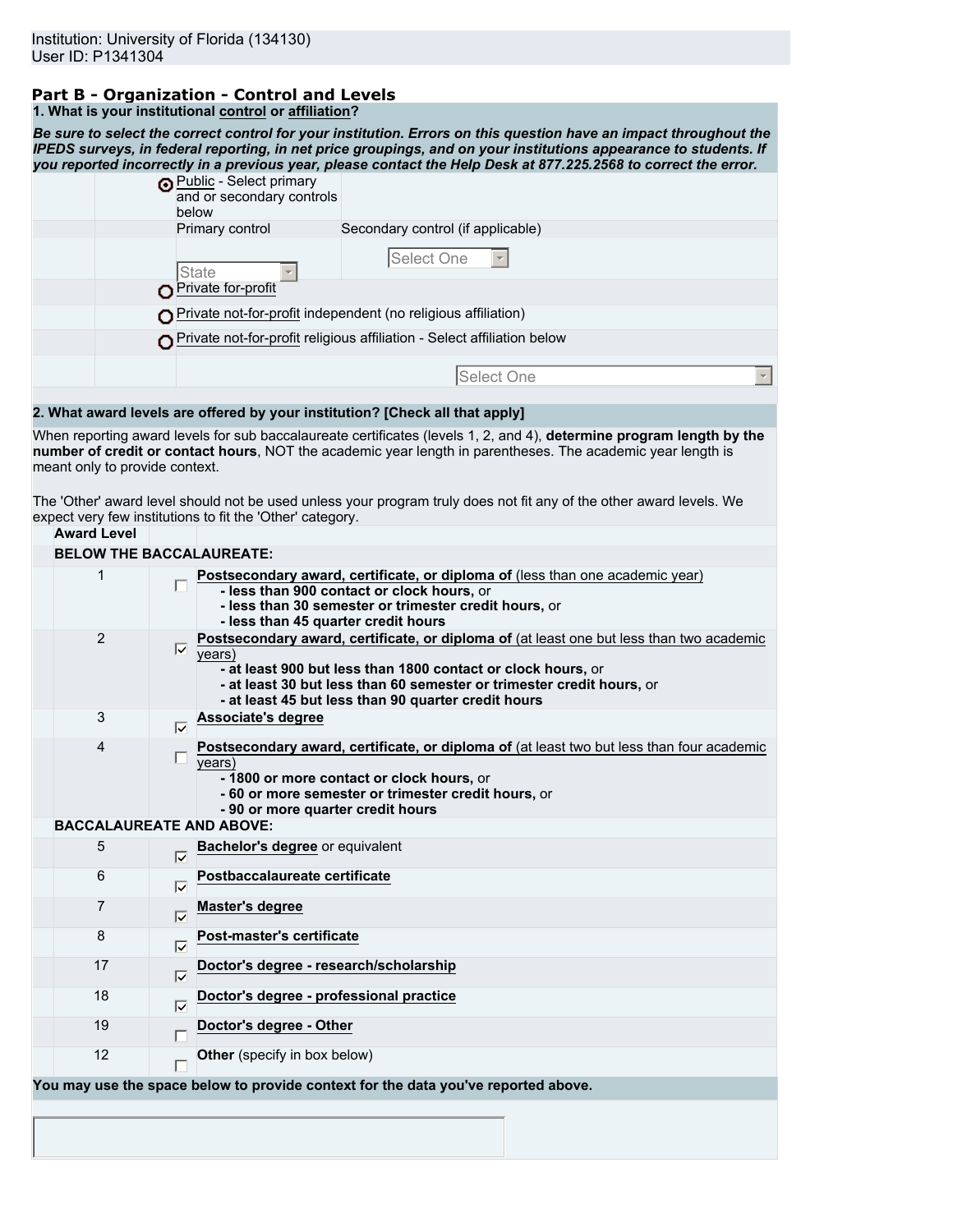Institution: University of Florida (134130)
User ID: P1341304

## Part B - Organization - Control and Levels

**1. What is your institutional control or affiliation?**

***Be sure to select the correct control for your institution. Errors on this question have an impact throughout the IPEDS surveys, in federal reporting, in net price groupings, and on your institutions appearance to students. If you reported incorrectly in a previous year, please contact the Help Desk at 877.225.2568 to correct the error.***

- (●) Public - Select primary and or secondary controls below
  - Primary control: State
  - Secondary control (if applicable): Select One
- ( ) Private for-profit
- ( ) Private not-for-profit independent (no religious affiliation)
- ( ) Private not-for-profit religious affiliation - Select affiliation below
  - Select One

**2. What award levels are offered by your institution? [Check all that apply]**

When reporting award levels for sub baccalaureate certificates (levels 1, 2, and 4), **determine program length by the number of credit or contact hours**, NOT the academic year length in parentheses. The academic year length is meant only to provide context.

The 'Other' award level should not be used unless your program truly does not fit any of the other award levels. We expect very few institutions to fit the 'Other' category.

| Award Level | | |
|---|---|---|
| **BELOW THE BACCALAUREATE:** | | |
| 1 | [ ] | **Postsecondary award, certificate, or diploma of** (less than one academic year)<br>**- less than 900 contact or clock hours,** or<br>**- less than 30 semester or trimester credit hours,** or<br>**- less than 45 quarter credit hours** |
| 2 | [x] | **Postsecondary award, certificate, or diploma of** (at least one but less than two academic years)<br>**- at least 900 but less than 1800 contact or clock hours,** or<br>**- at least 30 but less than 60 semester or trimester credit hours,** or<br>**- at least 45 but less than 90 quarter credit hours** |
| 3 | [x] | **Associate's degree** |
| 4 | [ ] | **Postsecondary award, certificate, or diploma of** (at least two but less than four academic years)<br>**- 1800 or more contact or clock hours,** or<br>**- 60 or more semester or trimester credit hours,** or<br>**- 90 or more quarter credit hours** |
| **BACCALAUREATE AND ABOVE:** | | |
| 5 | [x] | **Bachelor's degree** or equivalent |
| 6 | [x] | **Postbaccalaureate certificate** |
| 7 | [x] | **Master's degree** |
| 8 | [x] | **Post-master's certificate** |
| 17 | [x] | **Doctor's degree - research/scholarship** |
| 18 | [x] | **Doctor's degree - professional practice** |
| 19 | [ ] | **Doctor's degree - Other** |
| 12 | [ ] | **Other** (specify in box below) |

**You may use the space below to provide context for the data you've reported above.**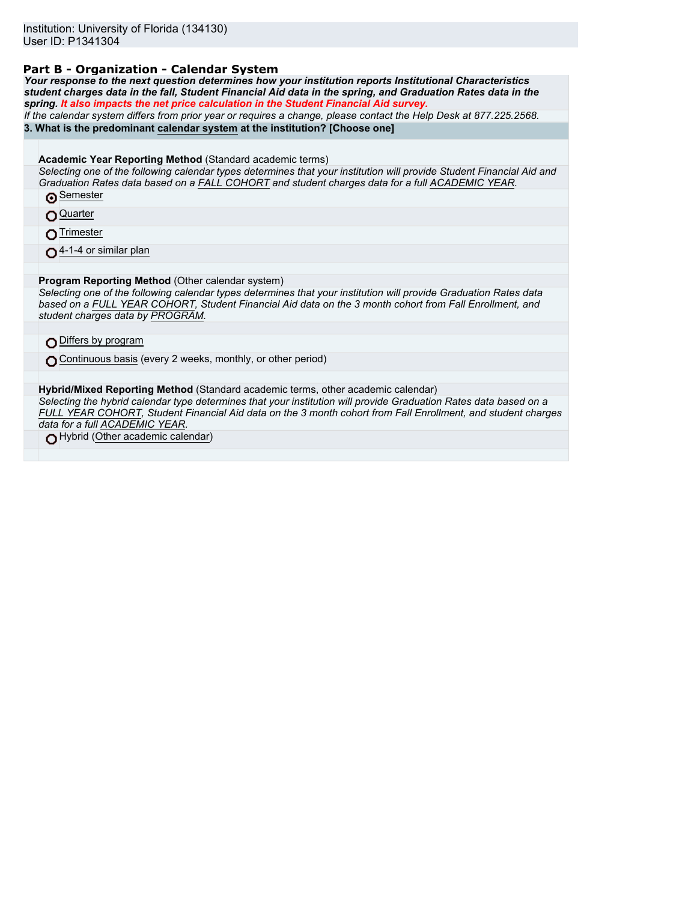Institution: University of Florida (134130)
User ID: P1341304

## Part B - Organization - Calendar System

***Your response to the next question determines how your institution reports Institutional Characteristics student charges data in the fall, Student Financial Aid data in the spring, and Graduation Rates data in the spring. It also impacts the net price calculation in the Student Financial Aid survey.***

*If the calendar system differs from prior year or requires a change, please contact the Help Desk at 877.225.2568.*

**3. What is the predominant calendar system at the institution? [Choose one]**

**Academic Year Reporting Method** (Standard academic terms)

*Selecting one of the following calendar types determines that your institution will provide Student Financial Aid and Graduation Rates data based on a FALL COHORT and student charges data for a full ACADEMIC YEAR.*

- (◉) Semester
- ( ) Quarter
- ( ) Trimester
- ( ) 4-1-4 or similar plan

**Program Reporting Method** (Other calendar system)

*Selecting one of the following calendar types determines that your institution will provide Graduation Rates data based on a FULL YEAR COHORT, Student Financial Aid data on the 3 month cohort from Fall Enrollment, and student charges data by PROGRAM.*

- ( ) Differs by program
- ( ) Continuous basis (every 2 weeks, monthly, or other period)

**Hybrid/Mixed Reporting Method** (Standard academic terms, other academic calendar)

*Selecting the hybrid calendar type determines that your institution will provide Graduation Rates data based on a FULL YEAR COHORT, Student Financial Aid data on the 3 month cohort from Fall Enrollment, and student charges data for a full ACADEMIC YEAR.*

- ( ) Hybrid (Other academic calendar)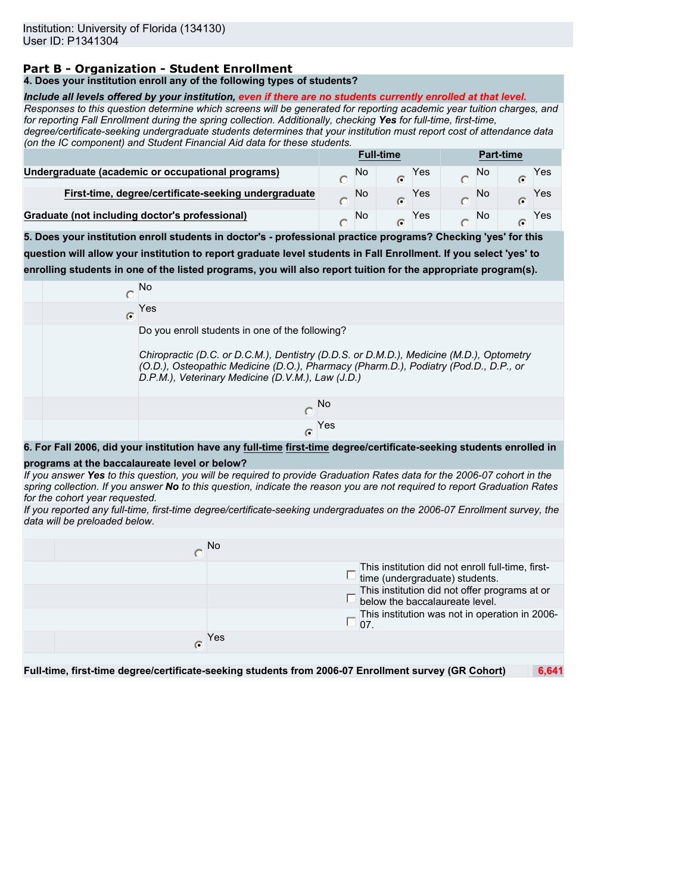Institution: University of Florida (134130)
User ID: P1341304

## Part B - Organization - Student Enrollment

**4. Does your institution enroll any of the following types of students?**

***Include all levels offered by your institution, even if there are no students currently enrolled at that level.***

*Responses to this question determine which screens will be generated for reporting academic year tuition charges, and for reporting Fall Enrollment during the spring collection. Additionally, checking **Yes** for full-time, first-time, degree/certificate-seeking undergraduate students determines that your institution must report cost of attendance data (on the IC component) and Student Financial Aid data for these students.*

| | Full-time | | Part-time | |
|---|---|---|---|---|
| **Undergraduate (academic or occupational programs)** | ○ No | ◉ Yes | ○ No | ◉ Yes |
| **First-time, degree/certificate-seeking undergraduate** | ○ No | ◉ Yes | ○ No | ◉ Yes |
| **Graduate (not including doctor's professional)** | ○ No | ◉ Yes | ○ No | ◉ Yes |

**5. Does your institution enroll students in doctor's - professional practice programs? Checking 'yes' for this question will allow your institution to report graduate level students in Fall Enrollment. If you select 'yes' to enrolling students in one of the listed programs, you will also report tuition for the appropriate program(s).**

○ No

◉ Yes

Do you enroll students in one of the following?

*Chiropractic (D.C. or D.C.M.), Dentistry (D.D.S. or D.M.D.), Medicine (M.D.), Optometry (O.D.), Osteopathic Medicine (D.O.), Pharmacy (Pharm.D.), Podiatry (Pod.D., D.P., or D.P.M.), Veterinary Medicine (D.V.M.), Law (J.D.)*

○ No

◉ Yes

**6. For Fall 2006, did your institution have any full-time first-time degree/certificate-seeking students enrolled in programs at the baccalaureate level or below?**

*If you answer **Yes** to this question, you will be required to provide Graduation Rates data for the 2006-07 cohort in the spring collection. If you answer **No** to this question, indicate the reason you are not required to report Graduation Rates for the cohort year requested.*

*If you reported any full-time, first-time degree/certificate-seeking undergraduates on the 2006-07 Enrollment survey, the data will be preloaded below.*

○ No

- ☐ This institution did not enroll full-time, first-time (undergraduate) students.
- ☐ This institution did not offer programs at or below the baccalaureate level.
- ☐ This institution was not in operation in 2006-07.

◉ Yes

| **Full-time, first-time degree/certificate-seeking students from 2006-07 Enrollment survey (GR Cohort)** | 6,641 |
|---|---|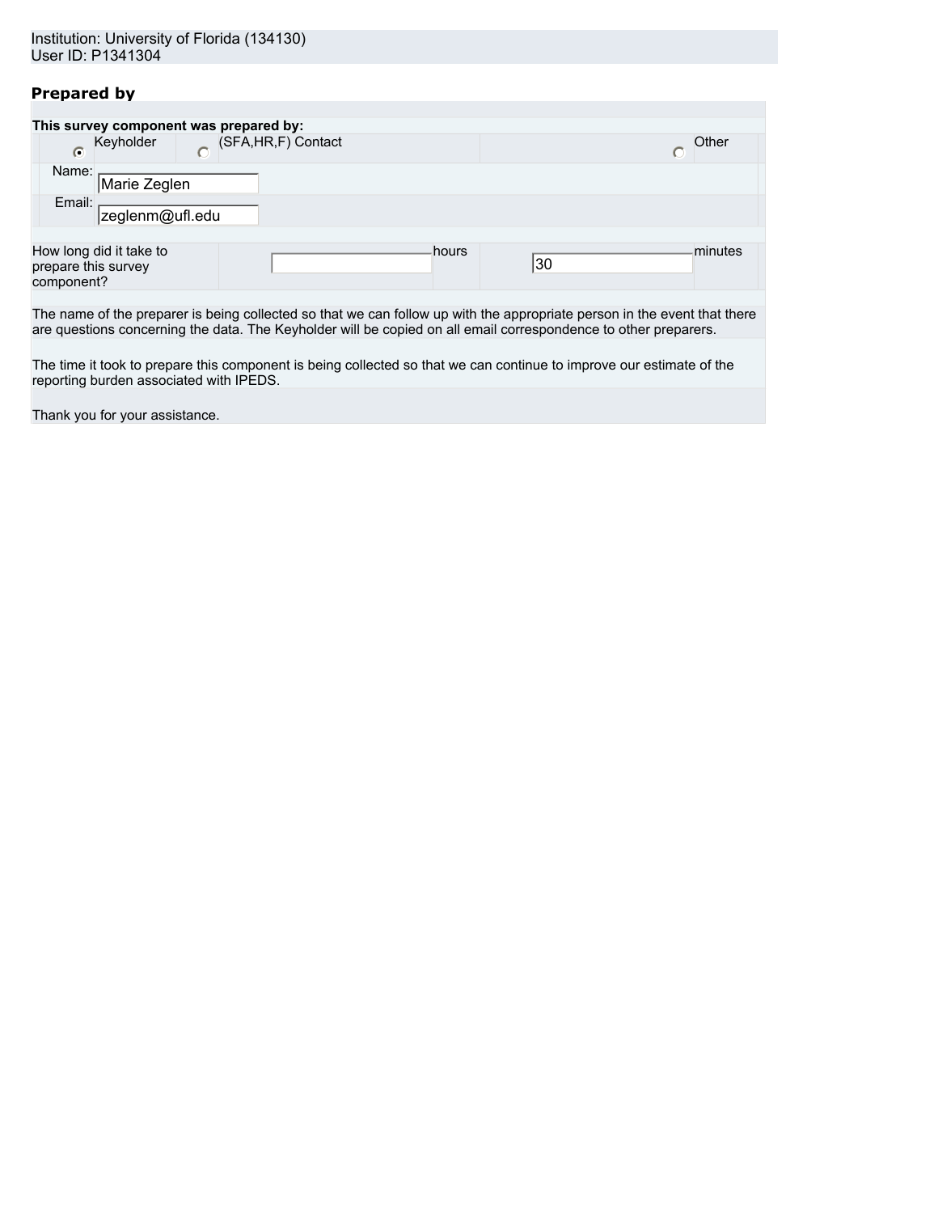Institution: University of Florida (134130)
User ID: P1341304

## Prepared by

**This survey component was prepared by:**

| | | | | | |
|---|---|---|---|---|---|
| ◉ | Keyholder | ○ | (SFA,HR,F) Contact | ○ | Other |
| Name: | Marie Zeglen | | | | |
| Email: | zeglenm@ufl.edu | | | | |

| How long did it take to prepare this survey component? | | hours | 30 | minutes |
|---|---|---|---|---|

The name of the preparer is being collected so that we can follow up with the appropriate person in the event that there are questions concerning the data. The Keyholder will be copied on all email correspondence to other preparers.

The time it took to prepare this component is being collected so that we can continue to improve our estimate of the reporting burden associated with IPEDS.

Thank you for your assistance.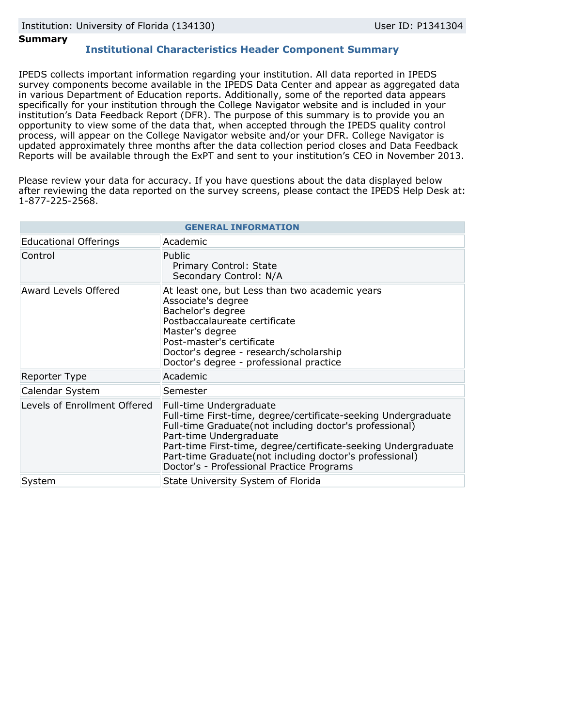**Summary**

## Institutional Characteristics Header Component Summary

IPEDS collects important information regarding your institution. All data reported in IPEDS survey components become available in the IPEDS Data Center and appear as aggregated data in various Department of Education reports. Additionally, some of the reported data appears specifically for your institution through the College Navigator website and is included in your institution's Data Feedback Report (DFR). The purpose of this summary is to provide you an opportunity to view some of the data that, when accepted through the IPEDS quality control process, will appear on the College Navigator website and/or your DFR. College Navigator is updated approximately three months after the data collection period closes and Data Feedback Reports will be available through the ExPT and sent to your institution's CEO in November 2013.

Please review your data for accuracy. If you have questions about the data displayed below after reviewing the data reported on the survey screens, please contact the IPEDS Help Desk at: 1-877-225-2568.

| GENERAL INFORMATION | |
|---|---|
| Educational Offerings | Academic |
| Control | Public<br>Primary Control: State<br>Secondary Control: N/A |
| Award Levels Offered | At least one, but Less than two academic years<br>Associate's degree<br>Bachelor's degree<br>Postbaccalaureate certificate<br>Master's degree<br>Post-master's certificate<br>Doctor's degree - research/scholarship<br>Doctor's degree - professional practice |
| Reporter Type | Academic |
| Calendar System | Semester |
| Levels of Enrollment Offered | Full-time Undergraduate<br>Full-time First-time, degree/certificate-seeking Undergraduate<br>Full-time Graduate(not including doctor's professional)<br>Part-time Undergraduate<br>Part-time First-time, degree/certificate-seeking Undergraduate<br>Part-time Graduate(not including doctor's professional)<br>Doctor's - Professional Practice Programs |
| System | State University System of Florida |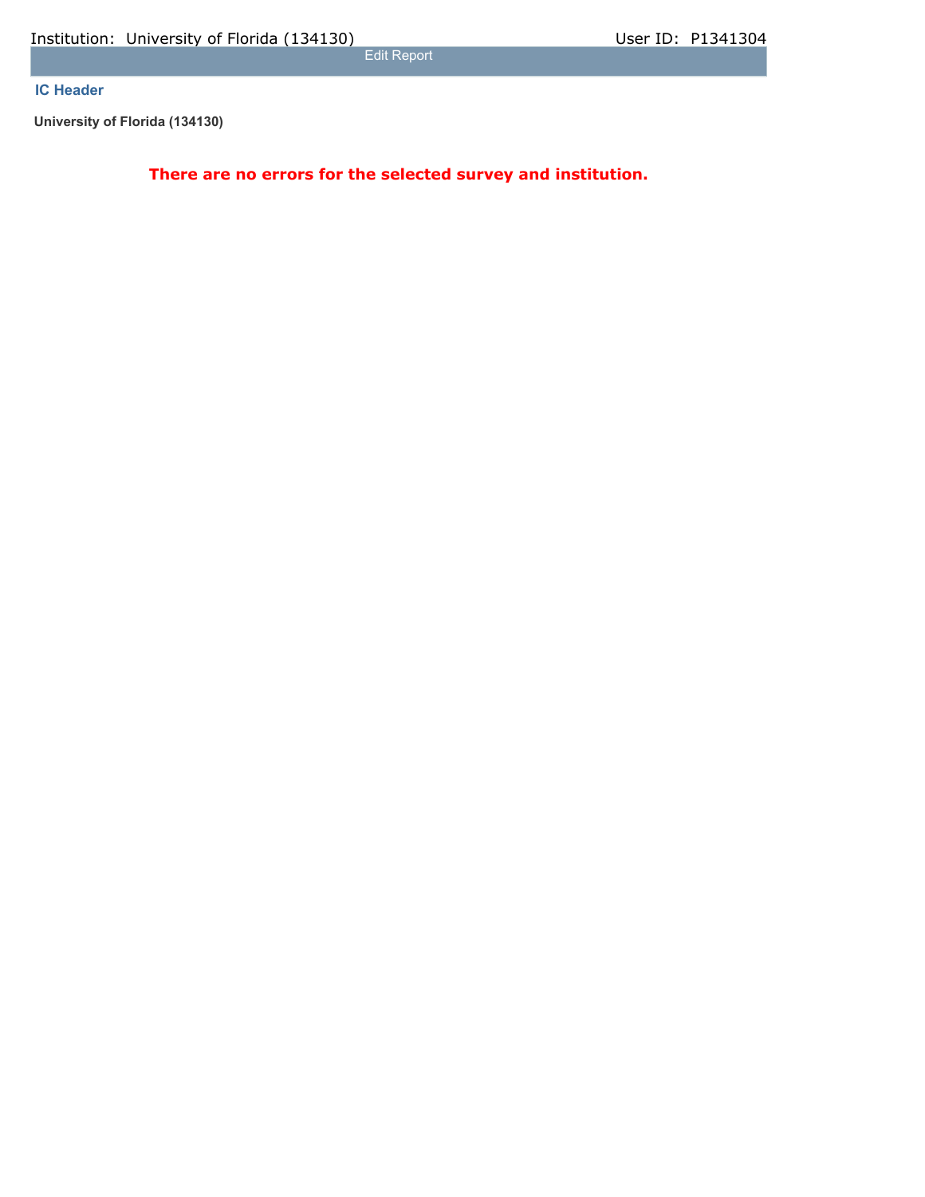Edit Report

## IC Header

**University of Florida (134130)**

**There are no errors for the selected survey and institution.**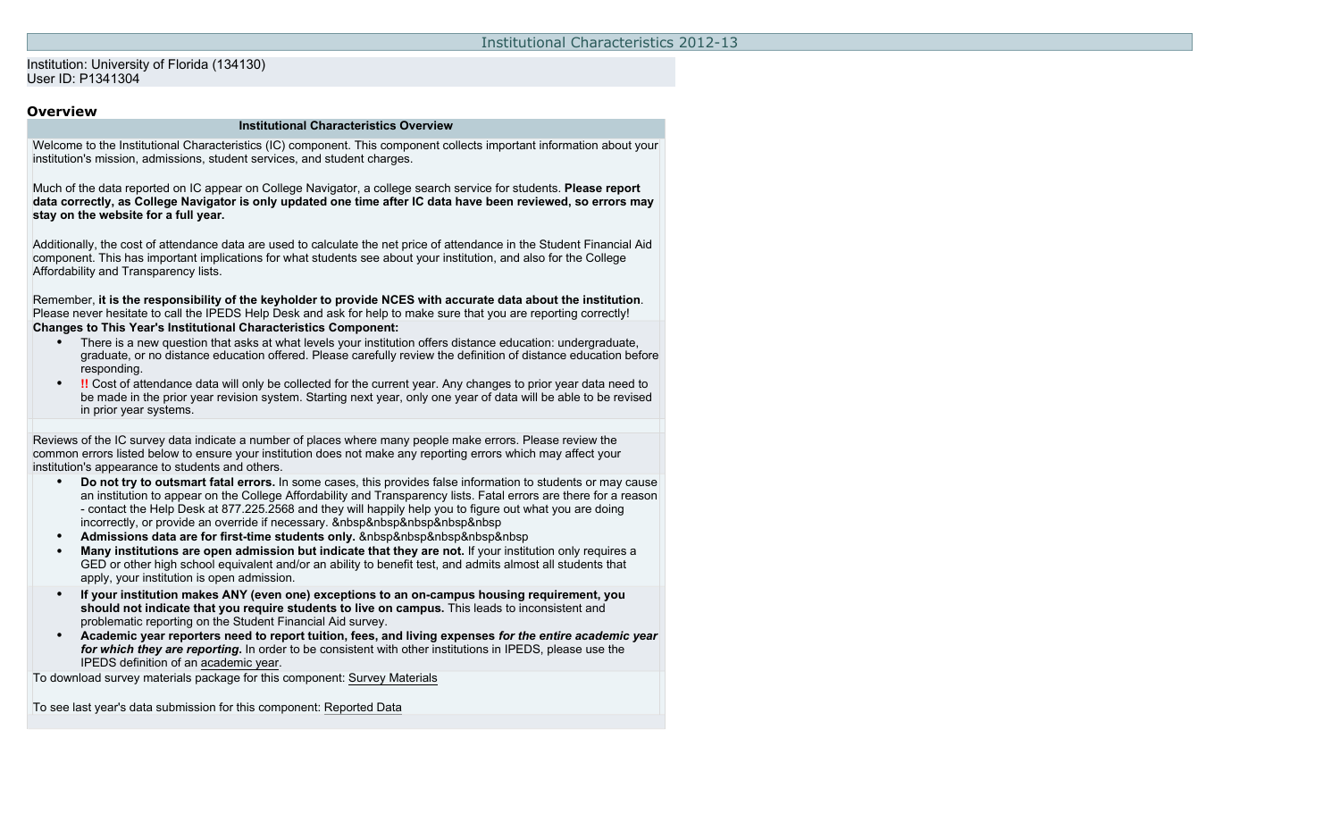Institutional Characteristics 2012-13

Institution: University of Florida (134130)
User ID: P1341304

## Overview

**Institutional Characteristics Overview**

Welcome to the Institutional Characteristics (IC) component. This component collects important information about your institution's mission, admissions, student services, and student charges.

Much of the data reported on IC appear on College Navigator, a college search service for students. **Please report data correctly, as College Navigator is only updated one time after IC data have been reviewed, so errors may stay on the website for a full year.**

Additionally, the cost of attendance data are used to calculate the net price of attendance in the Student Financial Aid component. This has important implications for what students see about your institution, and also for the College Affordability and Transparency lists.

Remember, **it is the responsibility of the keyholder to provide NCES with accurate data about the institution**. Please never hesitate to call the IPEDS Help Desk and ask for help to make sure that you are reporting correctly!

**Changes to This Year's Institutional Characteristics Component:**

- There is a new question that asks at what levels your institution offers distance education: undergraduate, graduate, or no distance education offered. Please carefully review the definition of distance education before responding.
- **!!** Cost of attendance data will only be collected for the current year. Any changes to prior year data need to be made in the prior year revision system. Starting next year, only one year of data will be able to be revised in prior year systems.

Reviews of the IC survey data indicate a number of places where many people make errors. Please review the common errors listed below to ensure your institution does not make any reporting errors which may affect your institution's appearance to students and others.

- **Do not try to outsmart fatal errors.** In some cases, this provides false information to students or may cause an institution to appear on the College Affordability and Transparency lists. Fatal errors are there for a reason - contact the Help Desk at 877.225.2568 and they will happily help you to figure out what you are doing incorrectly, or provide an override if necessary. &nbsp&nbsp&nbsp&nbsp&nbsp
- **Admissions data are for first-time students only.** &nbsp&nbsp&nbsp&nbsp&nbsp
- **Many institutions are open admission but indicate that they are not.** If your institution only requires a GED or other high school equivalent and/or an ability to benefit test, and admits almost all students that apply, your institution is open admission.
- **If your institution makes ANY (even one) exceptions to an on-campus housing requirement, you should not indicate that you require students to live on campus.** This leads to inconsistent and problematic reporting on the Student Financial Aid survey.
- **Academic year reporters need to report tuition, fees, and living expenses *for the entire academic year for which they are reporting*.** In order to be consistent with other institutions in IPEDS, please use the IPEDS definition of an academic year.

To download survey materials package for this component: Survey Materials

To see last year's data submission for this component: Reported Data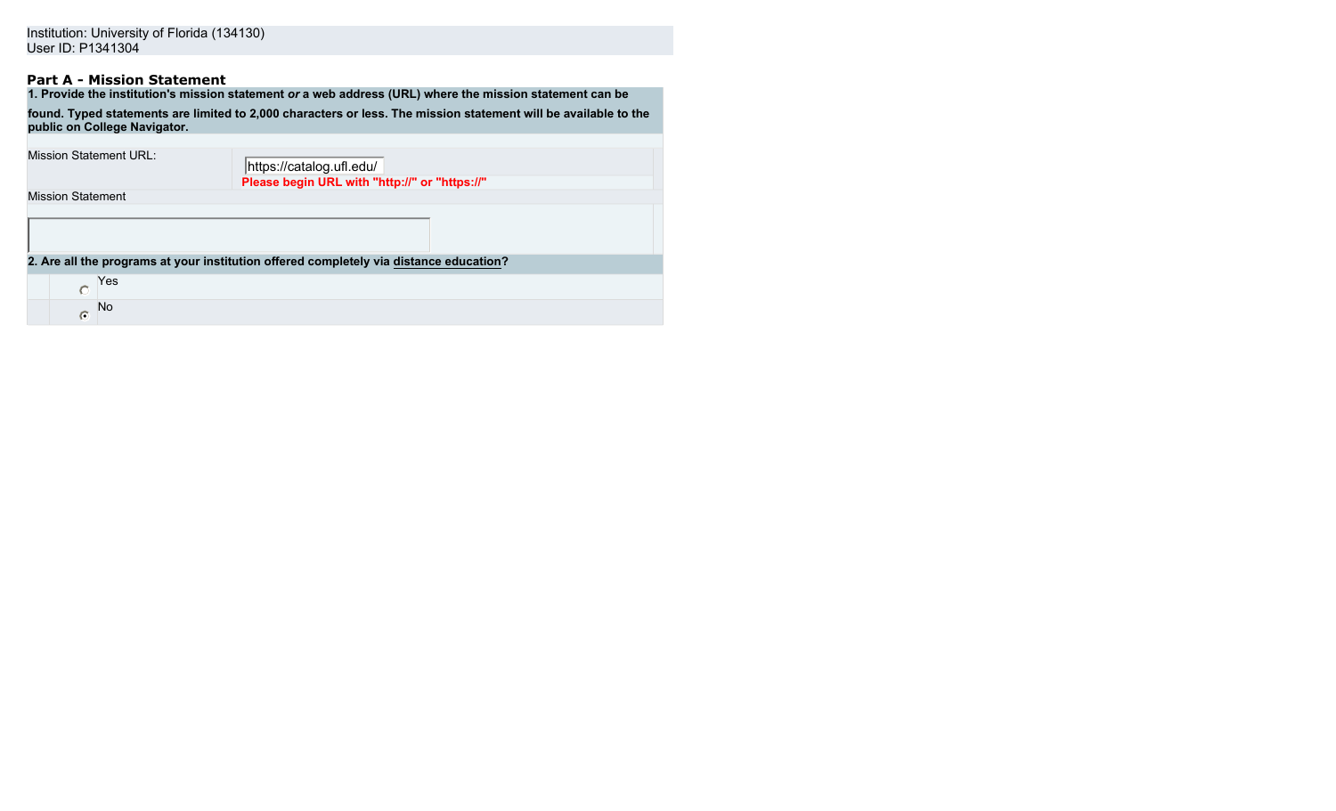Institution: University of Florida (134130)
User ID: P1341304

## Part A - Mission Statement

**1. Provide the institution's mission statement *or* a web address (URL) where the mission statement can be found. Typed statements are limited to 2,000 characters or less. The mission statement will be available to the public on College Navigator.**

| | |
|---|---|
| Mission Statement URL: | https://catalog.ufl.edu/<br>**Please begin URL with "http://" or "https://"** |
| Mission Statement | |

**2. Are all the programs at your institution offered completely via distance education?**

| | |
|---|---|
| ○ | Yes |
| ◉ | No |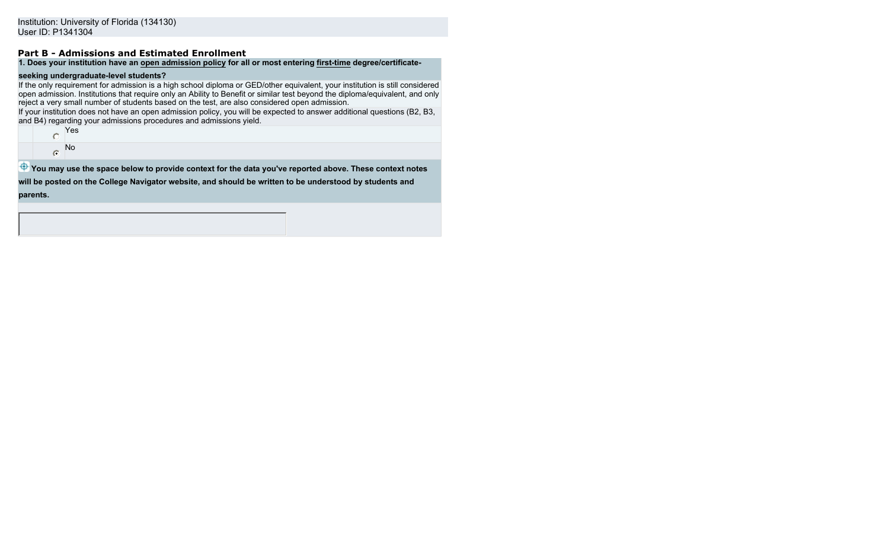Institution: University of Florida (134130)
User ID: P1341304

## Part B - Admissions and Estimated Enrollment

**1. Does your institution have an open admission policy for all or most entering first-time degree/certificate-seeking undergraduate-level students?**

If the only requirement for admission is a high school diploma or GED/other equivalent, your institution is still considered open admission. Institutions that require only an Ability to Benefit or similar test beyond the diploma/equivalent, and only reject a very small number of students based on the test, are also considered open admission.

If your institution does not have an open admission policy, you will be expected to answer additional questions (B2, B3, and B4) regarding your admissions procedures and admissions yield.

- ○ Yes
- ◉ No

**You may use the space below to provide context for the data you've reported above. These context notes will be posted on the College Navigator website, and should be written to be understood by students and parents.**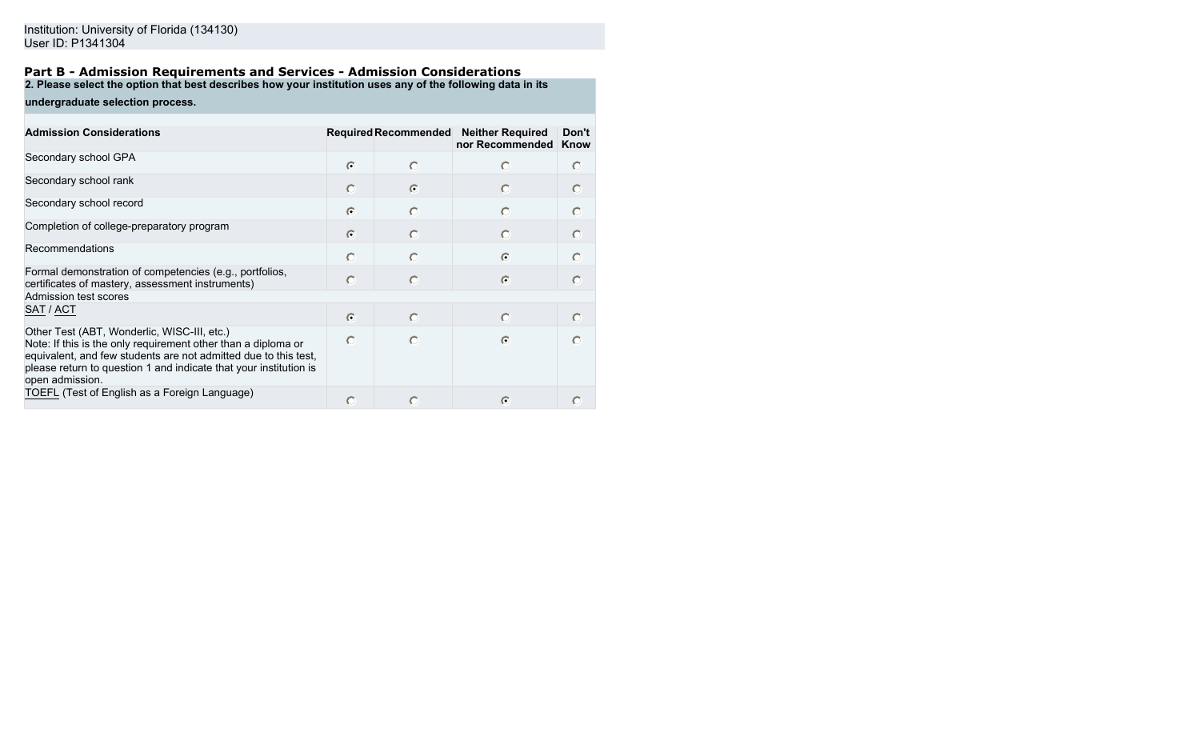Institution: University of Florida (134130)
User ID: P1341304

## Part B - Admission Requirements and Services - Admission Considerations

**2. Please select the option that best describes how your institution uses any of the following data in its undergraduate selection process.**

| Admission Considerations | Required | Recommended | Neither Required nor Recommended | Don't Know |
|---|---|---|---|---|
| Secondary school GPA | ◉ | ○ | ○ | ○ |
| Secondary school rank | ○ | ◉ | ○ | ○ |
| Secondary school record | ◉ | ○ | ○ | ○ |
| Completion of college-preparatory program | ◉ | ○ | ○ | ○ |
| Recommendations | ○ | ○ | ◉ | ○ |
| Formal demonstration of competencies (e.g., portfolios, certificates of mastery, assessment instruments) | ○ | ○ | ◉ | ○ |
| Admission test scores | | | | |
| SAT / ACT | ◉ | ○ | ○ | ○ |
| Other Test (ABT, Wonderlic, WISC-III, etc.) Note: If this is the only requirement other than a diploma or equivalent, and few students are not admitted due to this test, please return to question 1 and indicate that your institution is open admission. | ○ | ○ | ◉ | ○ |
| TOEFL (Test of English as a Foreign Language) | ○ | ○ | ◉ | ○ |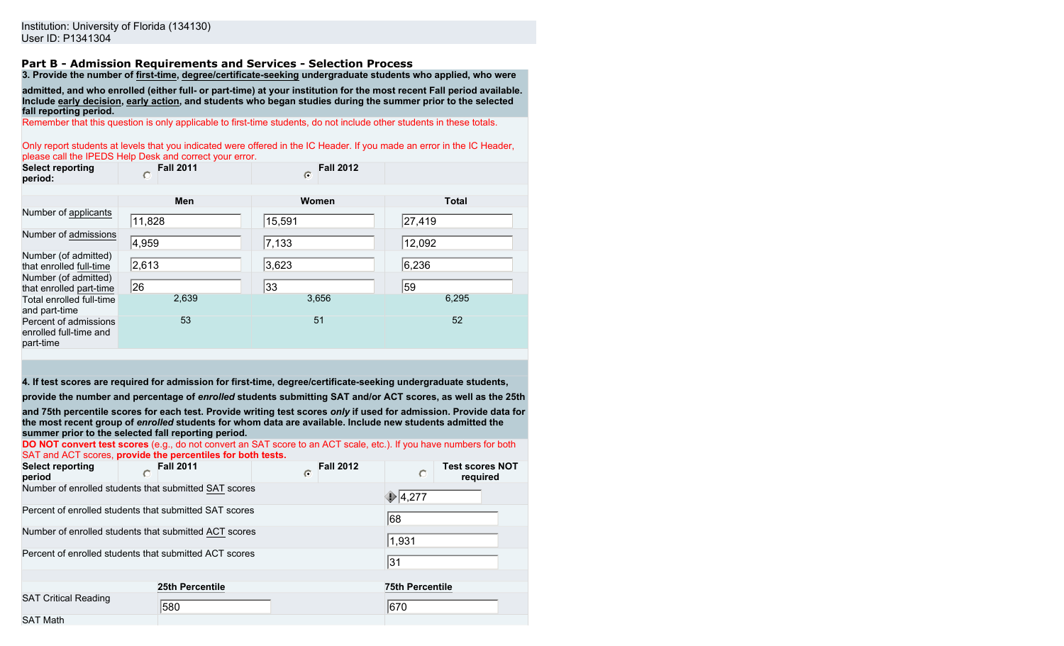Institution: University of Florida (134130)
User ID: P1341304

## Part B - Admission Requirements and Services - Selection Process

**3. Provide the number of first-time, degree/certificate-seeking undergraduate students who applied, who were admitted, and who enrolled (either full- or part-time) at your institution for the most recent Fall period available. Include early decision, early action, and students who began studies during the summer prior to the selected fall reporting period.**

Remember that this question is only applicable to first-time students, do not include other students in these totals.

Only report students at levels that you indicated were offered in the IC Header. If you made an error in the IC Header, please call the IPEDS Help Desk and correct your error.

| Select reporting period: | ○ Fall 2011 | ◉ Fall 2012 | |
|---|---|---|---|
| | **Men** | **Women** | **Total** |
| Number of applicants | 11,828 | 15,591 | 27,419 |
| Number of admissions | 4,959 | 7,133 | 12,092 |
| Number (of admitted) that enrolled full-time | 2,613 | 3,623 | 6,236 |
| Number (of admitted) that enrolled part-time | 26 | 33 | 59 |
| Total enrolled full-time and part-time | 2,639 | 3,656 | 6,295 |
| Percent of admissions enrolled full-time and part-time | 53 | 51 | 52 |

**4. If test scores are required for admission for first-time, degree/certificate-seeking undergraduate students, provide the number and percentage of *enrolled* students submitting SAT and/or ACT scores, as well as the 25th and 75th percentile scores for each test. Provide writing test scores *only* if used for admission. Provide data for the most recent group of *enrolled* students for whom data are available. Include new students admitted the summer prior to the selected fall reporting period.**

**DO NOT convert test scores** (e.g., do not convert an SAT score to an ACT scale, etc.). If you have numbers for both SAT and ACT scores, **provide the percentiles for both tests.**

| Select reporting period | ○ Fall 2011 | ◉ Fall 2012 | ○ Test scores NOT required |
|---|---|---|---|
| Number of enrolled students that submitted SAT scores | | | 4,277 |
| Percent of enrolled students that submitted SAT scores | | | 68 |
| Number of enrolled students that submitted ACT scores | | | 1,931 |
| Percent of enrolled students that submitted ACT scores | | | 31 |

| | 25th Percentile | 75th Percentile |
|---|---|---|
| SAT Critical Reading | 580 | 670 |
| SAT Math | | |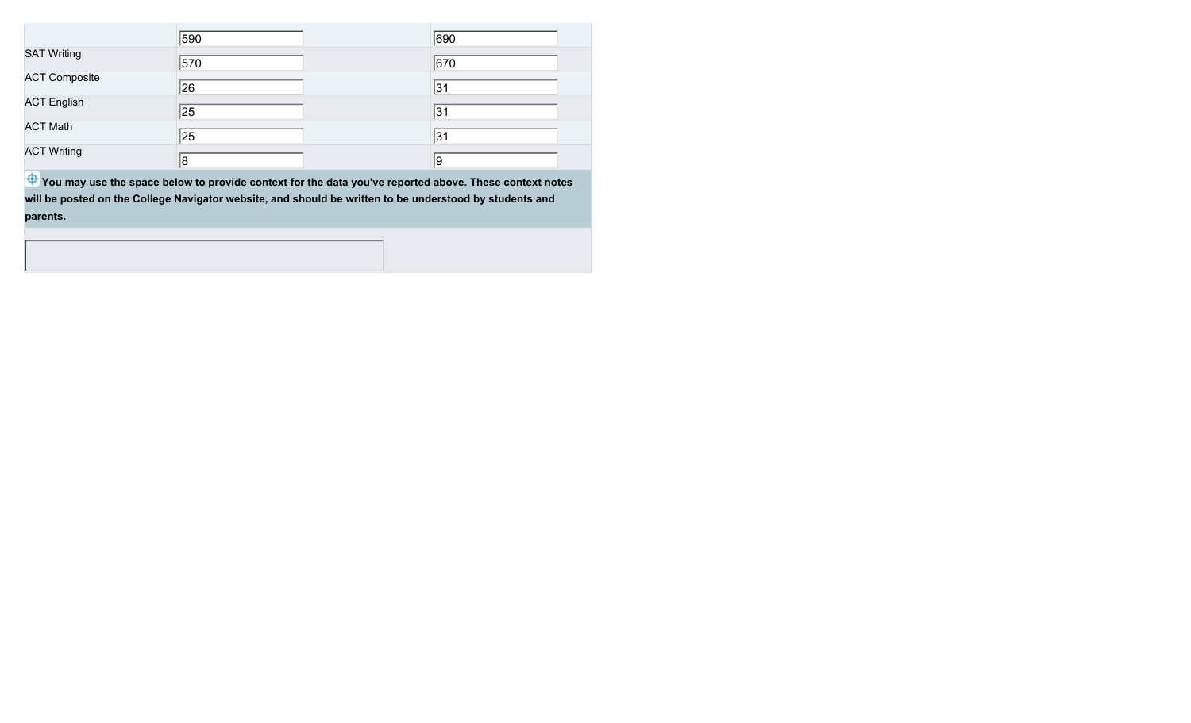| | | |
|---|---|---|
| | 590 | 690 |
| SAT Writing | 570 | 670 |
| ACT Composite | 26 | 31 |
| ACT English | 25 | 31 |
| ACT Math | 25 | 31 |
| ACT Writing | 8 | 9 |

**You may use the space below to provide context for the data you've reported above. These context notes will be posted on the College Navigator website, and should be written to be understood by students and parents.**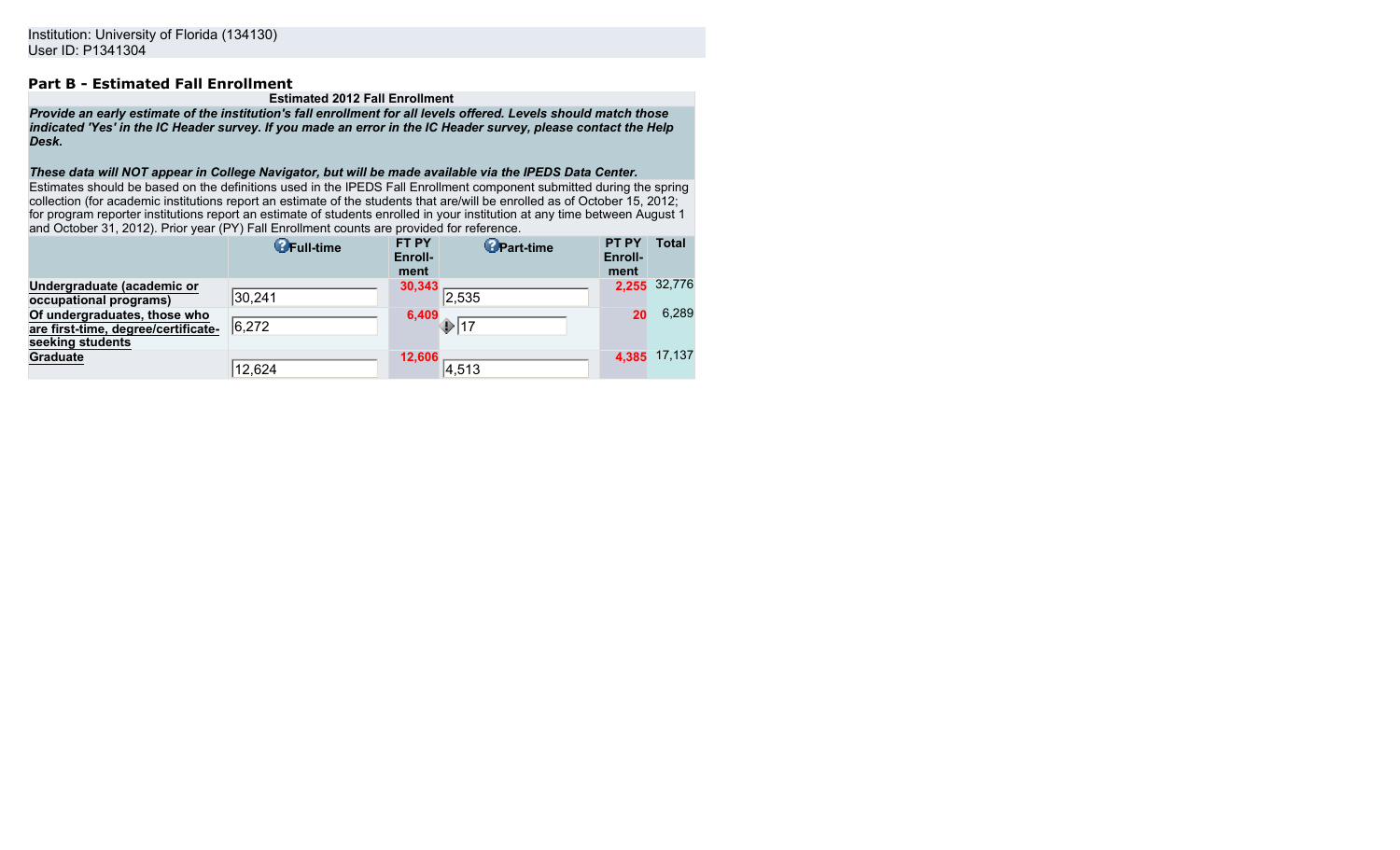Institution: University of Florida (134130)
User ID: P1341304

## Part B - Estimated Fall Enrollment

**Estimated 2012 Fall Enrollment**

***Provide an early estimate of the institution's fall enrollment for all levels offered. Levels should match those indicated 'Yes' in the IC Header survey. If you made an error in the IC Header survey, please contact the Help Desk.***

***These data will NOT appear in College Navigator, but will be made available via the IPEDS Data Center.***

Estimates should be based on the definitions used in the IPEDS Fall Enrollment component submitted during the spring collection (for academic institutions report an estimate of the students that are/will be enrolled as of October 15, 2012; for program reporter institutions report an estimate of students enrolled in your institution at any time between August 1 and October 31, 2012). Prior year (PY) Fall Enrollment counts are provided for reference.

| | Full-time | FT PY Enrollment | Part-time | PT PY Enrollment | Total |
|---|---|---|---|---|---|
| Undergraduate (academic or occupational programs) | 30,241 | 30,343 | 2,535 | 2,255 | 32,776 |
| Of undergraduates, those who are first-time, degree/certificate-seeking students | 6,272 | 6,409 | 17 | 20 | 6,289 |
| Graduate | 12,624 | 12,606 | 4,513 | 4,385 | 17,137 |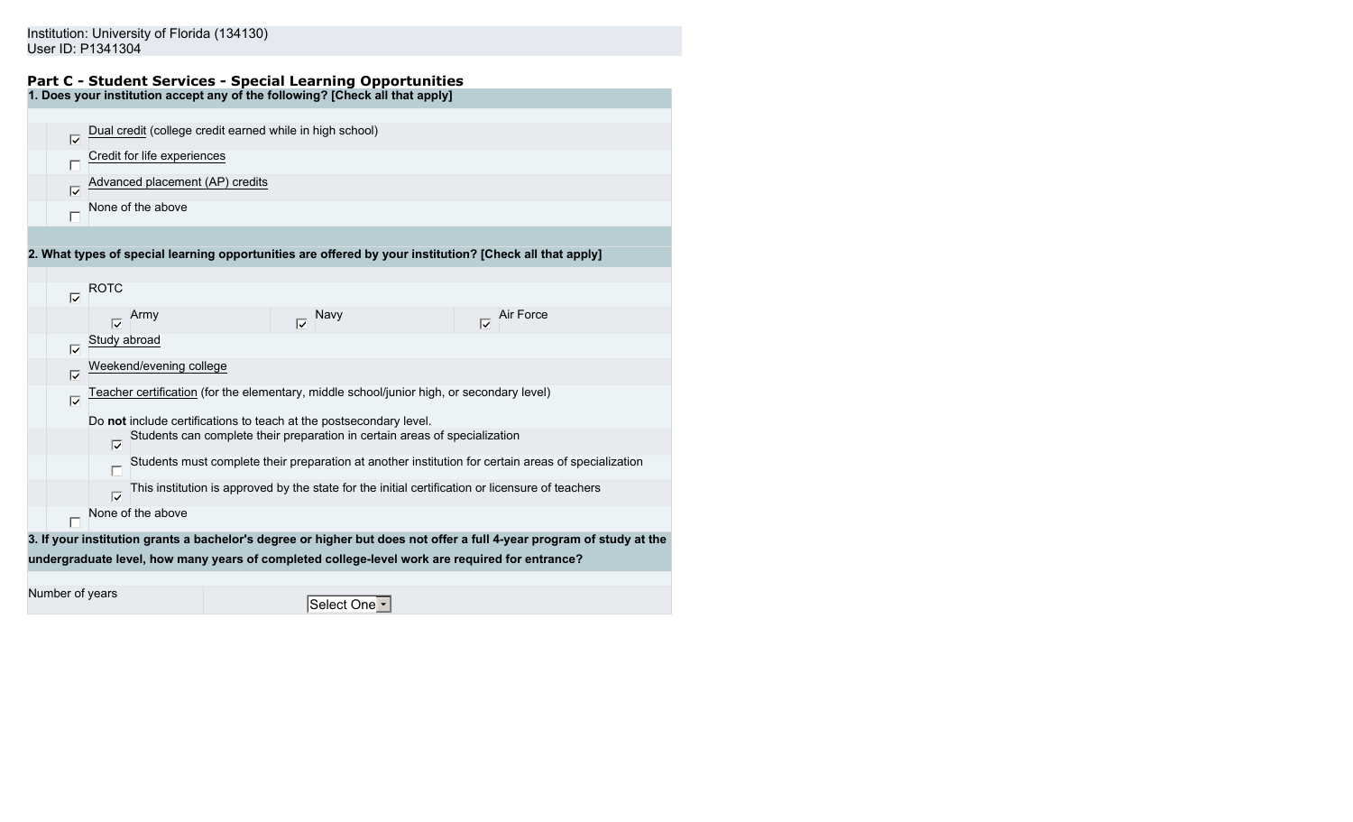Institution: University of Florida (134130)
User ID: P1341304

## Part C - Student Services - Special Learning Opportunities

**1. Does your institution accept any of the following? [Check all that apply]**

- [x] Dual credit (college credit earned while in high school)
- [ ] Credit for life experiences
- [x] Advanced placement (AP) credits
- [ ] None of the above

**2. What types of special learning opportunities are offered by your institution? [Check all that apply]**

- [x] ROTC
  - [x] Army
  - [x] Navy
  - [x] Air Force
- [x] Study abroad
- [x] Weekend/evening college
- [x] Teacher certification (for the elementary, middle school/junior high, or secondary level)

  Do **not** include certifications to teach at the postsecondary level.
  - [x] Students can complete their preparation in certain areas of specialization
  - [ ] Students must complete their preparation at another institution for certain areas of specialization
  - [x] This institution is approved by the state for the initial certification or licensure of teachers
- [ ] None of the above

**3. If your institution grants a bachelor's degree or higher but does not offer a full 4-year program of study at the undergraduate level, how many years of completed college-level work are required for entrance?**

| Number of years | Select One |
|---|---|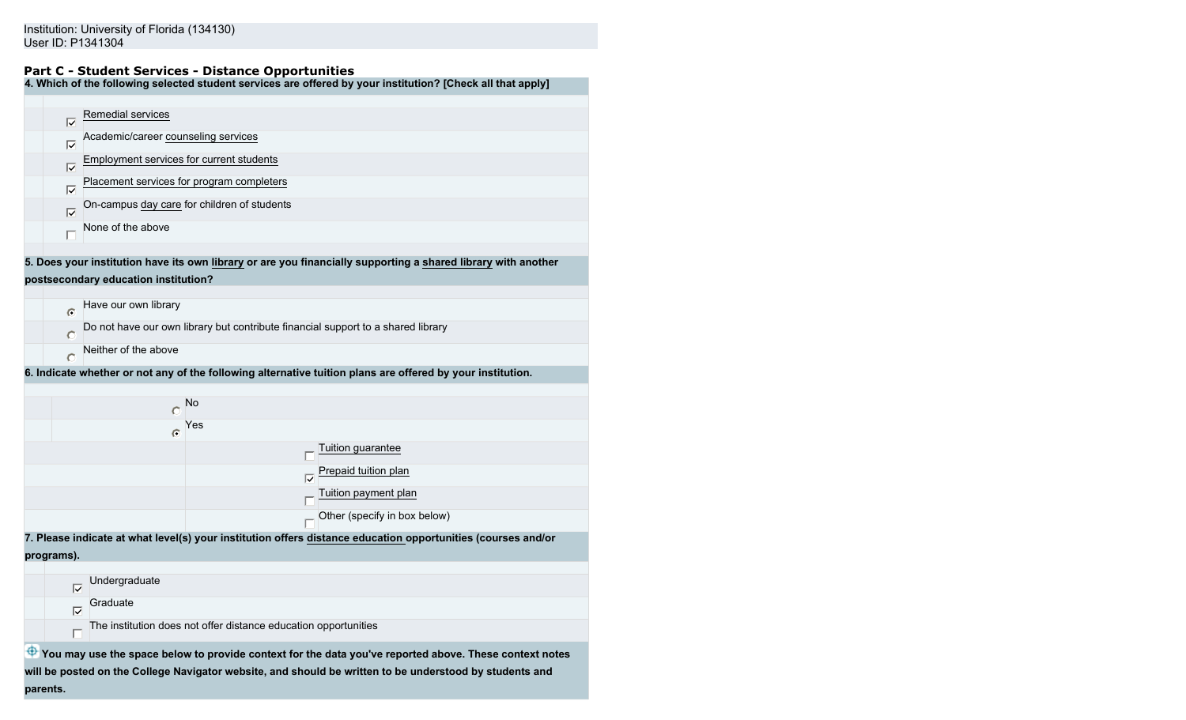Institution: University of Florida (134130)
User ID: P1341304

## Part C - Student Services - Distance Opportunities

**4. Which of the following selected student services are offered by your institution? [Check all that apply]**

- [x] Remedial services
- [x] Academic/career counseling services
- [x] Employment services for current students
- [x] Placement services for program completers
- [x] On-campus day care for children of students
- [ ] None of the above

**5. Does your institution have its own library or are you financially supporting a shared library with another postsecondary education institution?**

- (•) Have our own library
- ( ) Do not have our own library but contribute financial support to a shared library
- ( ) Neither of the above

**6. Indicate whether or not any of the following alternative tuition plans are offered by your institution.**

- ( ) No
- (•) Yes
  - [ ] Tuition guarantee
  - [x] Prepaid tuition plan
  - [ ] Tuition payment plan
  - [ ] Other (specify in box below)

**7. Please indicate at what level(s) your institution offers distance education opportunities (courses and/or programs).**

- [x] Undergraduate
- [x] Graduate
- [ ] The institution does not offer distance education opportunities

**You may use the space below to provide context for the data you've reported above. These context notes will be posted on the College Navigator website, and should be written to be understood by students and parents.**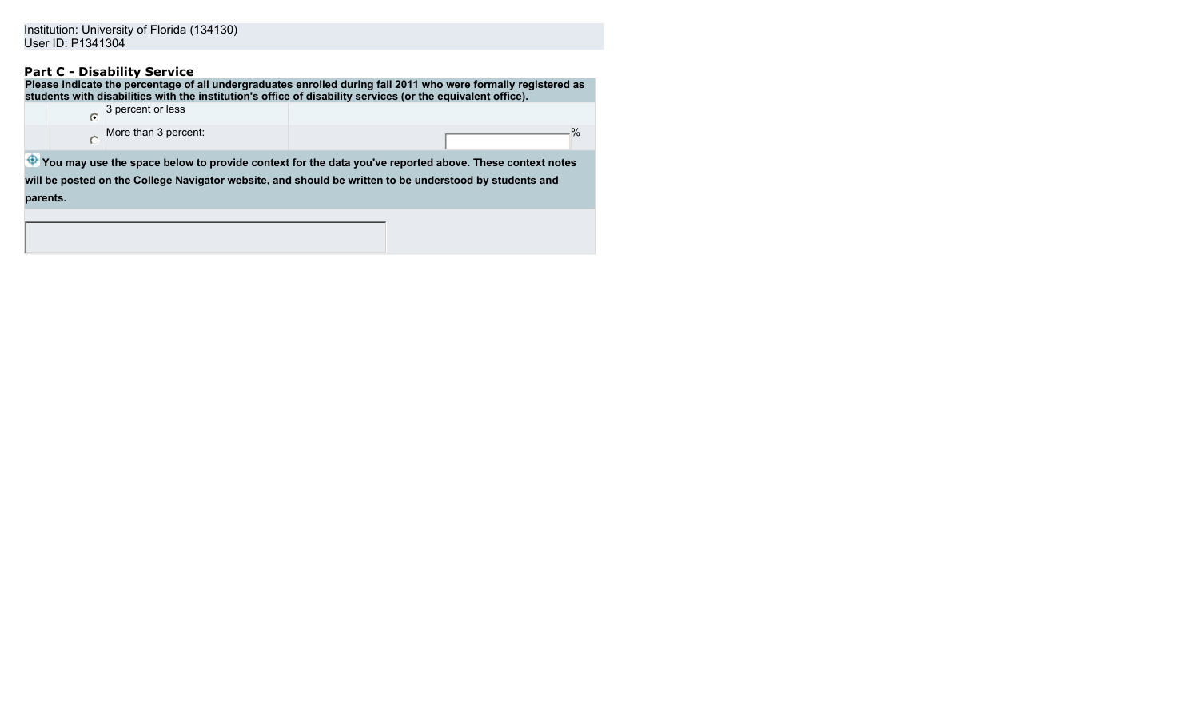Institution: University of Florida (134130)
User ID: P1341304

## Part C - Disability Service

**Please indicate the percentage of all undergraduates enrolled during fall 2011 who were formally registered as students with disabilities with the institution's office of disability services (or the equivalent office).**

| | | | |
|---|---|---|---|
| | (selected) | 3 percent or less | |
| | ( ) | More than 3 percent: | % |

**You may use the space below to provide context for the data you've reported above. These context notes will be posted on the College Navigator website, and should be written to be understood by students and parents.**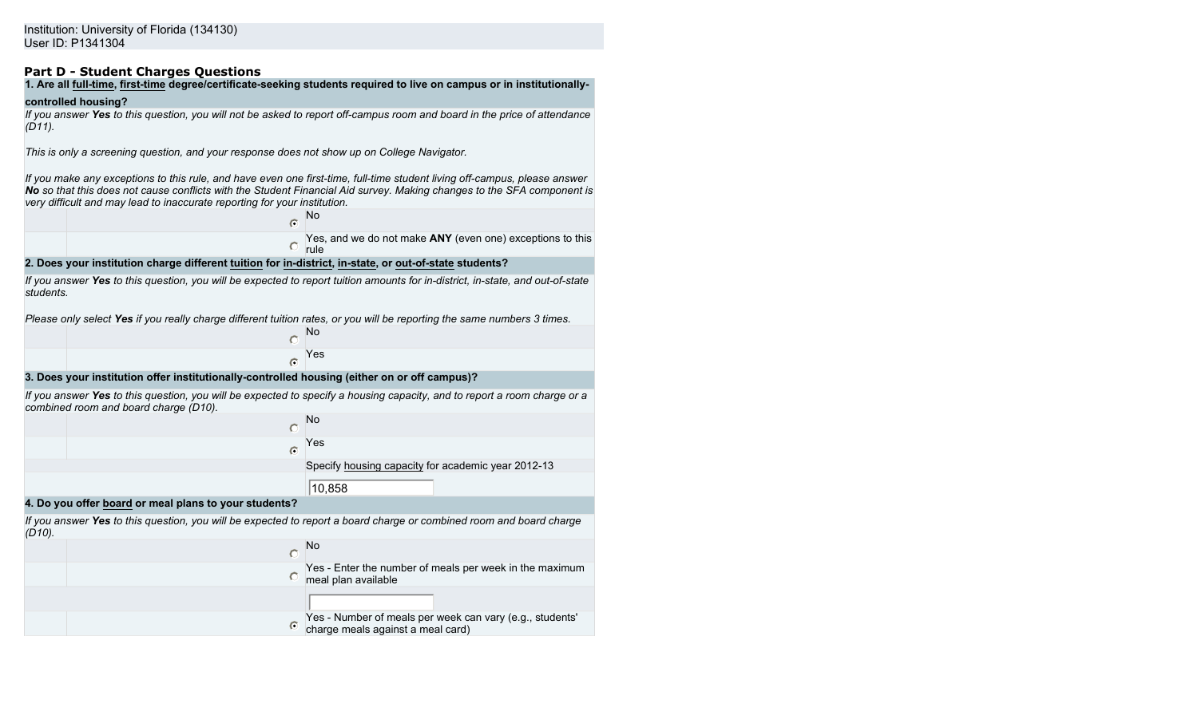Institution: University of Florida (134130)
User ID: P1341304

## Part D - Student Charges Questions

**1. Are all full-time, first-time degree/certificate-seeking students required to live on campus or in institutionally-controlled housing?**

*If you answer **Yes** to this question, you will not be asked to report off-campus room and board in the price of attendance (D11).*

*This is only a screening question, and your response does not show up on College Navigator.*

*If you make any exceptions to this rule, and have even one first-time, full-time student living off-campus, please answer **No** so that this does not cause conflicts with the Student Financial Aid survey. Making changes to the SFA component is very difficult and may lead to inaccurate reporting for your institution.*

- (●) No
- ( ) Yes, and we do not make **ANY** (even one) exceptions to this rule

**2. Does your institution charge different tuition for in-district, in-state, or out-of-state students?**

*If you answer **Yes** to this question, you will be expected to report tuition amounts for in-district, in-state, and out-of-state students.*

*Please only select **Yes** if you really charge different tuition rates, or you will be reporting the same numbers 3 times.*

- ( ) No
- (●) Yes

**3. Does your institution offer institutionally-controlled housing (either on or off campus)?**

*If you answer **Yes** to this question, you will be expected to specify a housing capacity, and to report a room charge or a combined room and board charge (D10).*

- ( ) No
- (●) Yes

Specify housing capacity for academic year 2012-13

10,858

**4. Do you offer board or meal plans to your students?**

*If you answer **Yes** to this question, you will be expected to report a board charge or combined room and board charge (D10).*

- ( ) No
- ( ) Yes - Enter the number of meals per week in the maximum meal plan available
- (●) Yes - Number of meals per week can vary (e.g., students' charge meals against a meal card)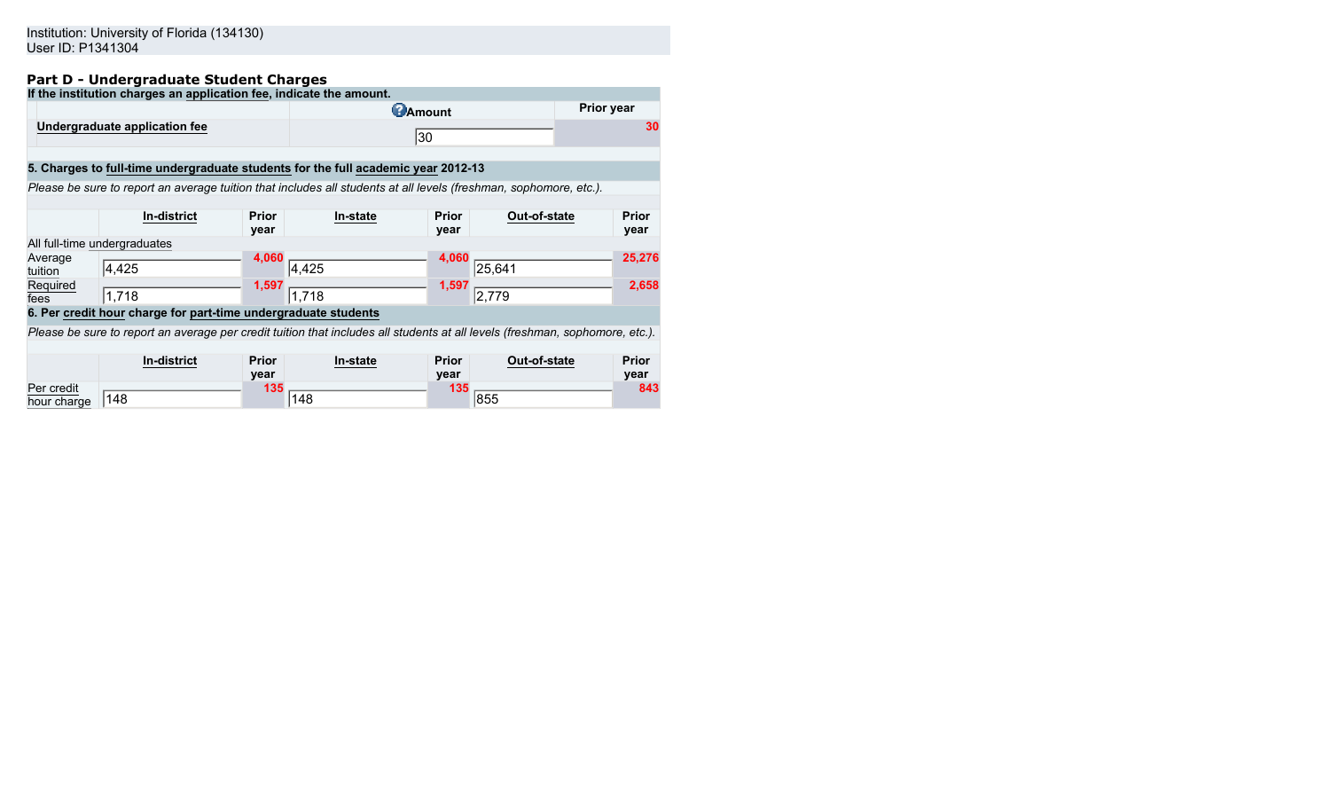Institution: University of Florida (134130)
User ID: P1341304

## Part D - Undergraduate Student Charges

**If the institution charges an application fee, indicate the amount.**

| | Amount | Prior year |
|---|---|---|
| Undergraduate application fee | 30 | 30 |

**5. Charges to full-time undergraduate students for the full academic year 2012-13**

*Please be sure to report an average tuition that includes all students at all levels (freshman, sophomore, etc.).*

| | In-district | Prior year | In-state | Prior year | Out-of-state | Prior year |
|---|---|---|---|---|---|---|
| All full-time undergraduates | | | | | | |
| Average tuition | 4,425 | 4,060 | 4,425 | 4,060 | 25,641 | 25,276 |
| Required fees | 1,718 | 1,597 | 1,718 | 1,597 | 2,779 | 2,658 |

**6. Per credit hour charge for part-time undergraduate students**

*Please be sure to report an average per credit tuition that includes all students at all levels (freshman, sophomore, etc.).*

| | In-district | Prior year | In-state | Prior year | Out-of-state | Prior year |
|---|---|---|---|---|---|---|
| Per credit hour charge | 148 | 135 | 148 | 135 | 855 | 843 |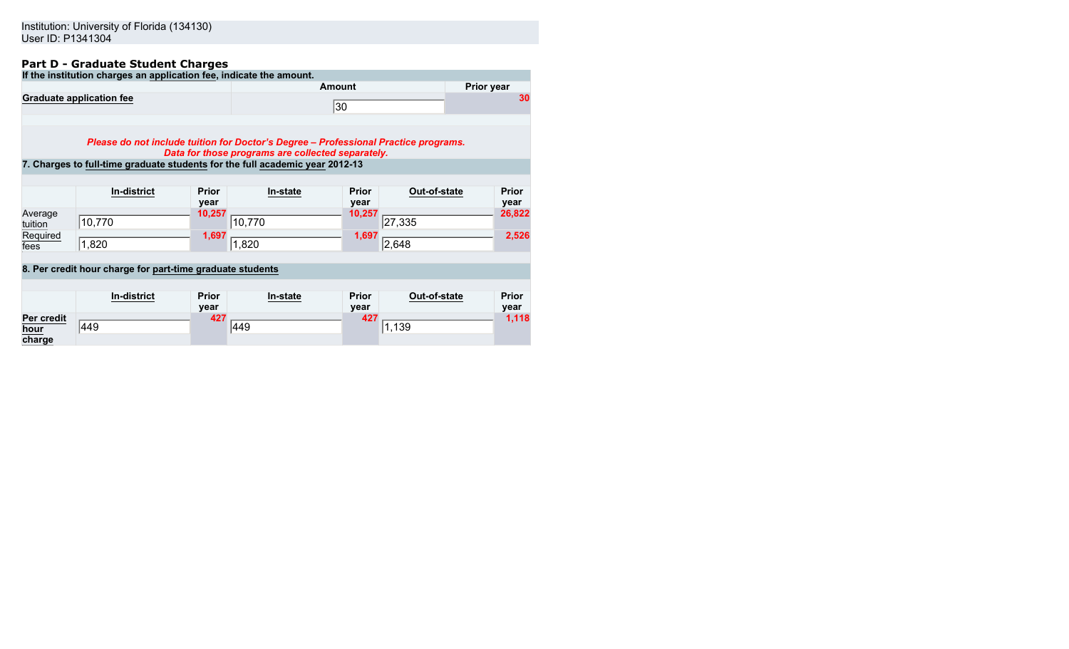Institution: University of Florida (134130)
User ID: P1341304

## Part D - Graduate Student Charges

**If the institution charges an application fee, indicate the amount.**

| | Amount | Prior year |
|---|---|---|
| Graduate application fee | 30 | 30 |

***Please do not include tuition for Doctor's Degree – Professional Practice programs. Data for those programs are collected separately.***

**7. Charges to full-time graduate students for the full academic year 2012-13**

| | In-district | Prior year | In-state | Prior year | Out-of-state | Prior year |
|---|---|---|---|---|---|---|
| Average tuition | 10,770 | 10,257 | 10,770 | 10,257 | 27,335 | 26,822 |
| Required fees | 1,820 | 1,697 | 1,820 | 1,697 | 2,648 | 2,526 |

**8. Per credit hour charge for part-time graduate students**

| | In-district | Prior year | In-state | Prior year | Out-of-state | Prior year |
|---|---|---|---|---|---|---|
| Per credit hour charge | 449 | 427 | 449 | 427 | 1,139 | 1,118 |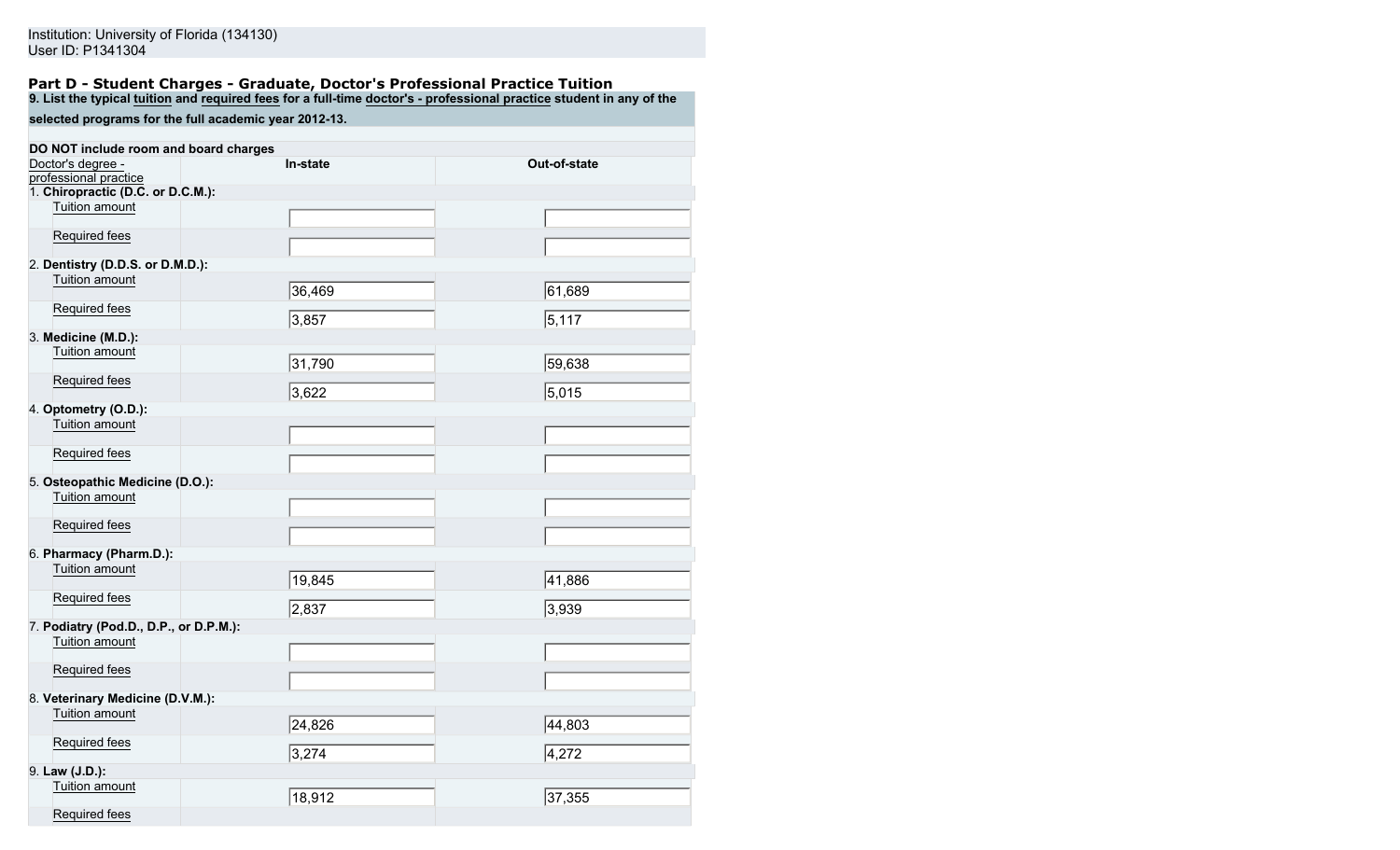Institution: University of Florida (134130)
User ID: P1341304

## Part D - Student Charges - Graduate, Doctor's Professional Practice Tuition

**9. List the typical tuition and required fees for a full-time doctor's - professional practice student in any of the selected programs for the full academic year 2012-13.**

**DO NOT include room and board charges**

| Doctor's degree - professional practice | | In-state | Out-of-state |
|---|---|---|---|
| 1. **Chiropractic (D.C. or D.C.M.):** | | | |
| | Tuition amount | | |
| | Required fees | | |
| 2. **Dentistry (D.D.S. or D.M.D.):** | | | |
| | Tuition amount | 36,469 | 61,689 |
| | Required fees | 3,857 | 5,117 |
| 3. **Medicine (M.D.):** | | | |
| | Tuition amount | 31,790 | 59,638 |
| | Required fees | 3,622 | 5,015 |
| 4. **Optometry (O.D.):** | | | |
| | Tuition amount | | |
| | Required fees | | |
| 5. **Osteopathic Medicine (D.O.):** | | | |
| | Tuition amount | | |
| | Required fees | | |
| 6. **Pharmacy (Pharm.D.):** | | | |
| | Tuition amount | 19,845 | 41,886 |
| | Required fees | 2,837 | 3,939 |
| 7. **Podiatry (Pod.D., D.P., or D.P.M.):** | | | |
| | Tuition amount | | |
| | Required fees | | |
| 8. **Veterinary Medicine (D.V.M.):** | | | |
| | Tuition amount | 24,826 | 44,803 |
| | Required fees | 3,274 | 4,272 |
| 9. **Law (J.D.):** | | | |
| | Tuition amount | 18,912 | 37,355 |
| | Required fees | | |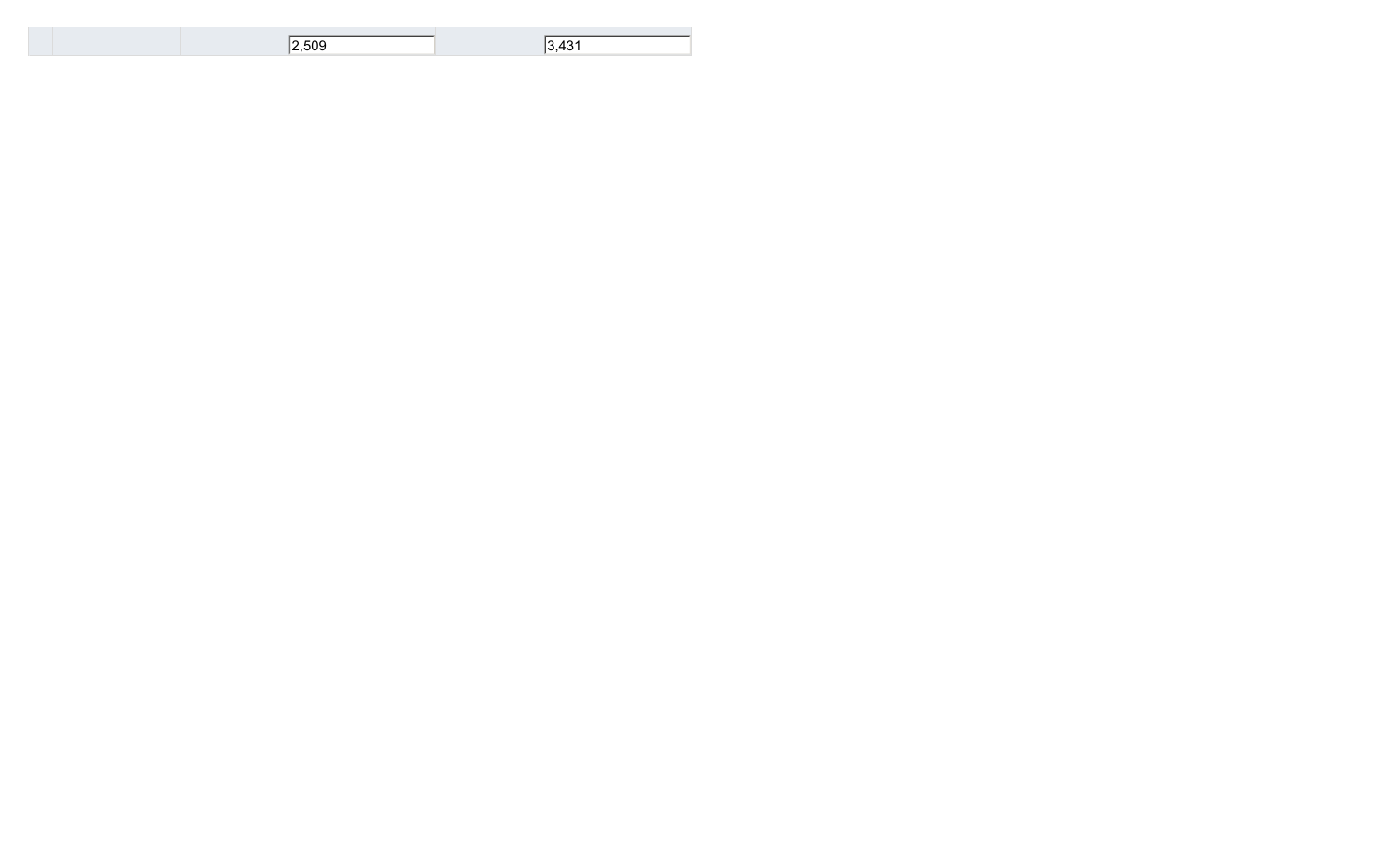| | | | |
|---|---|---|---|
| | | 2,509 | 3,431 |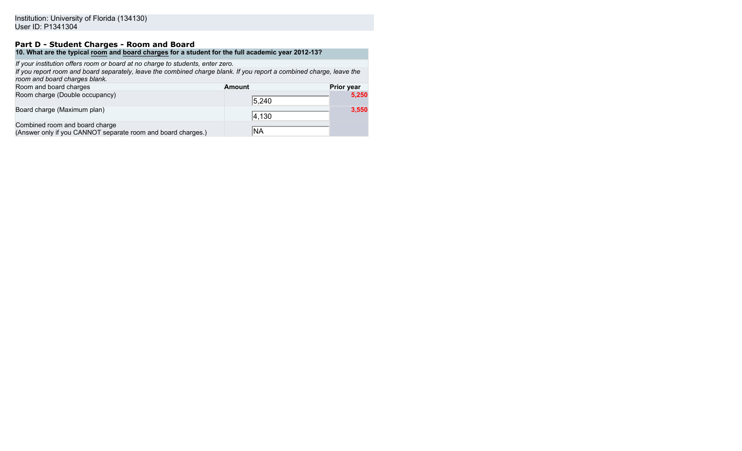Institution: University of Florida (134130)
User ID: P1341304

## Part D - Student Charges - Room and Board

**10. What are the typical room and board charges for a student for the full academic year 2012-13?**

*If your institution offers room or board at no charge to students, enter zero.*
*If you report room and board separately, leave the combined charge blank. If you report a combined charge, leave the room and board charges blank.*

| Room and board charges | Amount | Prior year |
|---|---|---|
| Room charge (Double occupancy) | 5,240 | 5,250 |
| Board charge (Maximum plan) | 4,130 | 3,550 |
| Combined room and board charge (Answer only if you CANNOT separate room and board charges.) | NA | |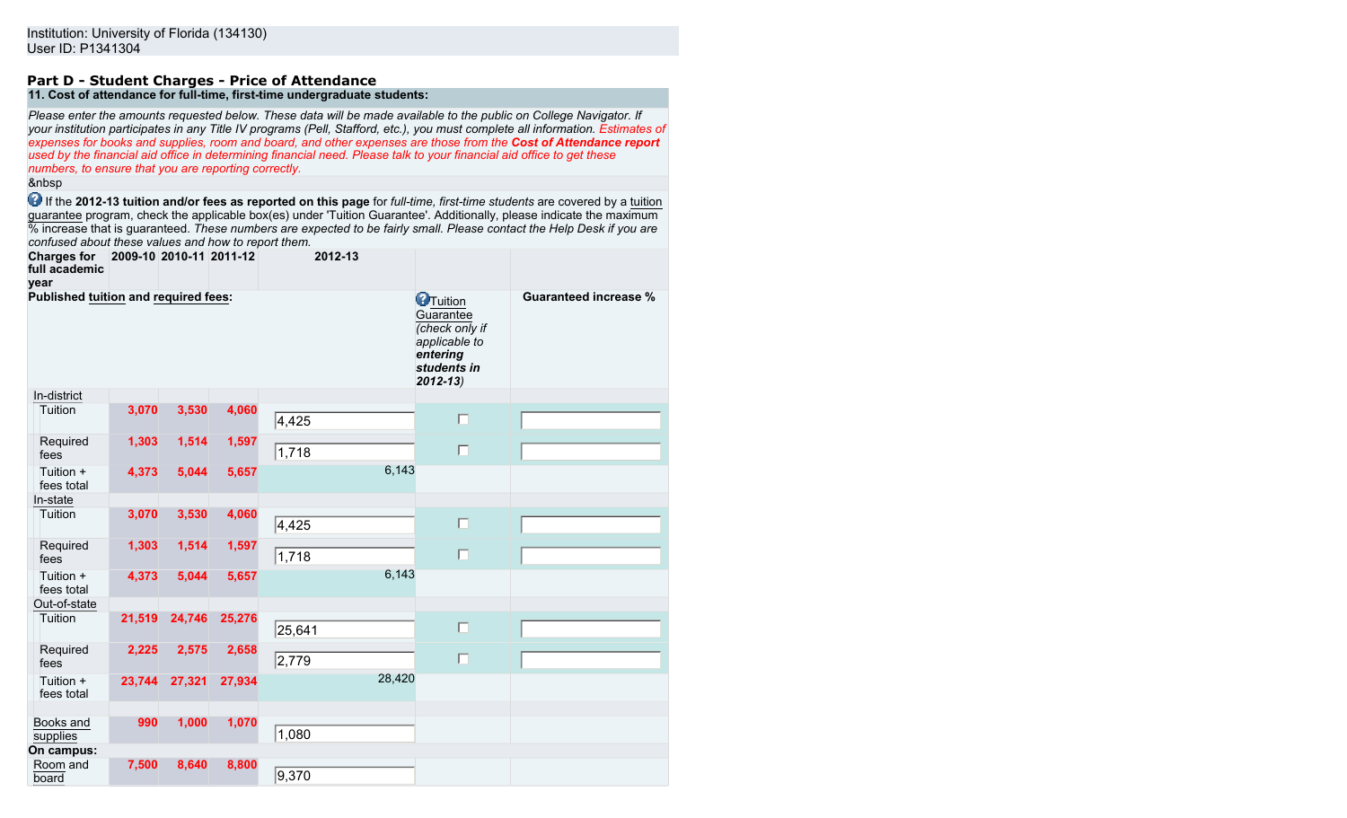Institution: University of Florida (134130)
User ID: P1341304

## Part D - Student Charges - Price of Attendance

**11. Cost of attendance for full-time, first-time undergraduate students:**

*Please enter the amounts requested below. These data will be made available to the public on College Navigator. If your institution participates in any Title IV programs (Pell, Stafford, etc.), you must complete all information. Estimates of expenses for books and supplies, room and board, and other expenses are those from the **Cost of Attendance report** used by the financial aid office in determining financial need. Please talk to your financial aid office to get these numbers, to ensure that you are reporting correctly.*

&nbsp

If the **2012-13 tuition and/or fees as reported on this page** for *full-time, first-time students* are covered by a tuition guarantee program, check the applicable box(es) under 'Tuition Guarantee'. Additionally, please indicate the maximum % increase that is guaranteed. *These numbers are expected to be fairly small. Please contact the Help Desk if you are confused about these values and how to report them.*

| Charges for full academic year | 2009-10 | 2010-11 | 2011-12 | 2012-13 | Tuition Guarantee (*check only if applicable to **entering students** in 2012-13*) | Guaranteed increase % |
|---|---|---|---|---|---|---|
| **Published tuition and required fees:** | | | | | | |
| In-district | | | | | | |
| Tuition | 3,070 | 3,530 | 4,060 | 4,425 | ☐ | |
| Required fees | 1,303 | 1,514 | 1,597 | 1,718 | ☐ | |
| Tuition + fees total | 4,373 | 5,044 | 5,657 | 6,143 | | |
| In-state | | | | | | |
| Tuition | 3,070 | 3,530 | 4,060 | 4,425 | ☐ | |
| Required fees | 1,303 | 1,514 | 1,597 | 1,718 | ☐ | |
| Tuition + fees total | 4,373 | 5,044 | 5,657 | 6,143 | | |
| Out-of-state | | | | | | |
| Tuition | 21,519 | 24,746 | 25,276 | 25,641 | ☐ | |
| Required fees | 2,225 | 2,575 | 2,658 | 2,779 | ☐ | |
| Tuition + fees total | 23,744 | 27,321 | 27,934 | 28,420 | | |
| Books and supplies | 990 | 1,000 | 1,070 | 1,080 | | |
| **On campus:** | | | | | | |
| Room and board | 7,500 | 8,640 | 8,800 | 9,370 | | |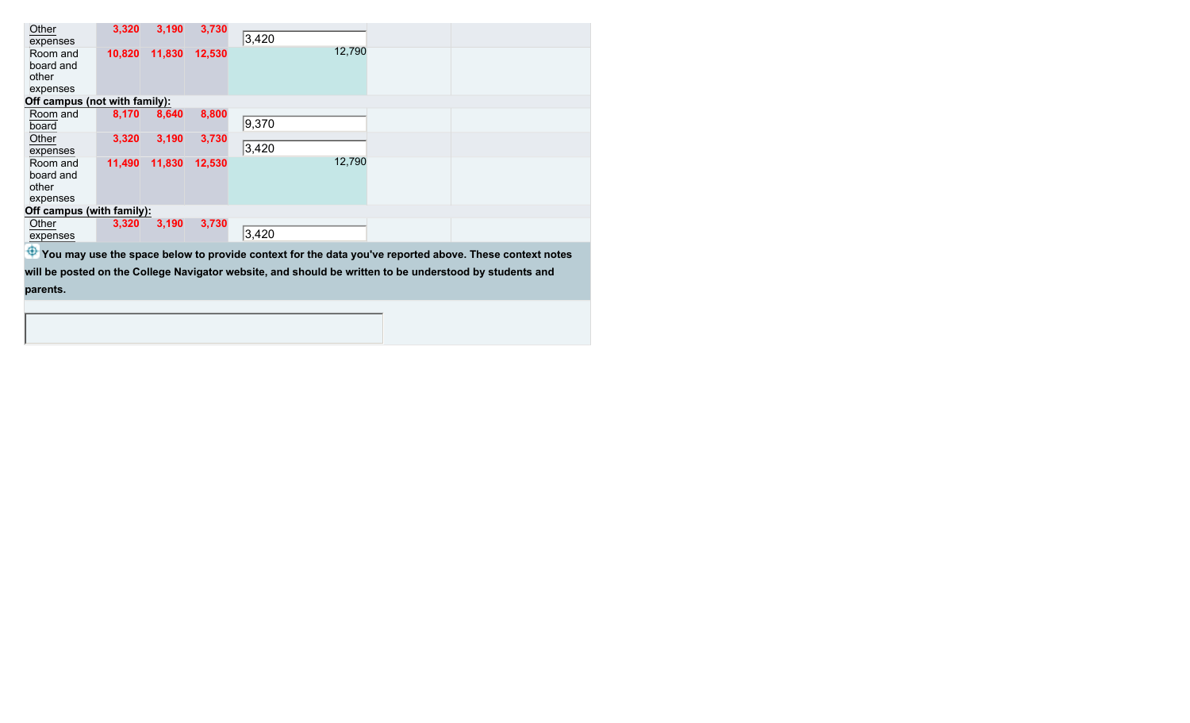| | | | | | | |
|---|---|---|---|---|---|---|
| Other expenses | 3,320 | 3,190 | 3,730 | 3,420 | | |
| Room and board and other expenses | 10,820 | 11,830 | 12,530 | 12,790 | | |
| **Off campus (not with family):** | | | | | | |
| Room and board | 8,170 | 8,640 | 8,800 | 9,370 | | |
| Other expenses | 3,320 | 3,190 | 3,730 | 3,420 | | |
| Room and board and other expenses | 11,490 | 11,830 | 12,530 | 12,790 | | |
| **Off campus (with family):** | | | | | | |
| Other expenses | 3,320 | 3,190 | 3,730 | 3,420 | | |

**You may use the space below to provide context for the data you've reported above. These context notes will be posted on the College Navigator website, and should be written to be understood by students and parents.**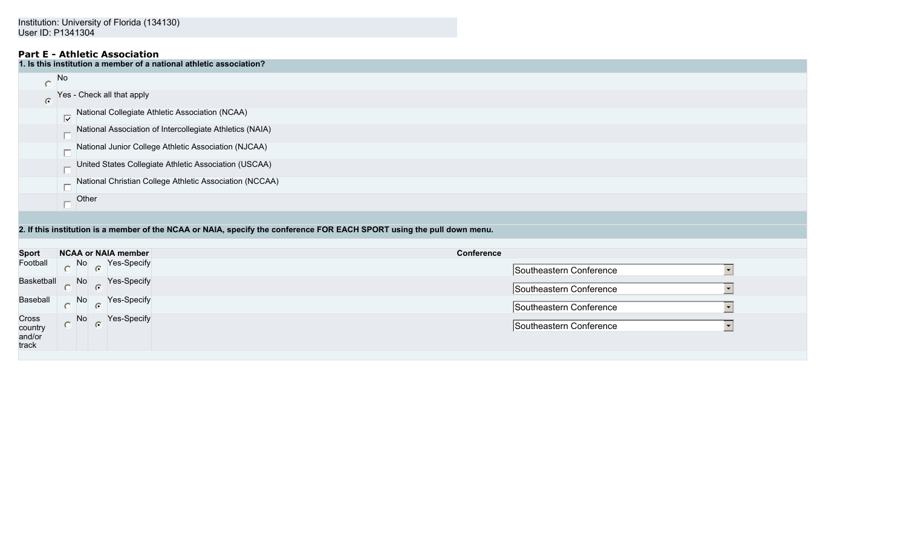Institution: University of Florida (134130)
User ID: P1341304

## Part E - Athletic Association

**1. Is this institution a member of a national athletic association?**

- ○ No
- ◉ Yes - Check all that apply
  - ☑ National Collegiate Athletic Association (NCAA)
  - ☐ National Association of Intercollegiate Athletics (NAIA)
  - ☐ National Junior College Athletic Association (NJCAA)
  - ☐ United States Collegiate Athletic Association (USCAA)
  - ☐ National Christian College Athletic Association (NCCAA)
  - ☐ Other

**2. If this institution is a member of the NCAA or NAIA, specify the conference FOR EACH SPORT using the pull down menu.**

| Sport | NCAA or NAIA member | Conference |
|---|---|---|
| Football | ○ No ◉ Yes-Specify | Southeastern Conference |
| Basketball | ○ No ◉ Yes-Specify | Southeastern Conference |
| Baseball | ○ No ◉ Yes-Specify | Southeastern Conference |
| Cross country and/or track | ○ No ◉ Yes-Specify | Southeastern Conference |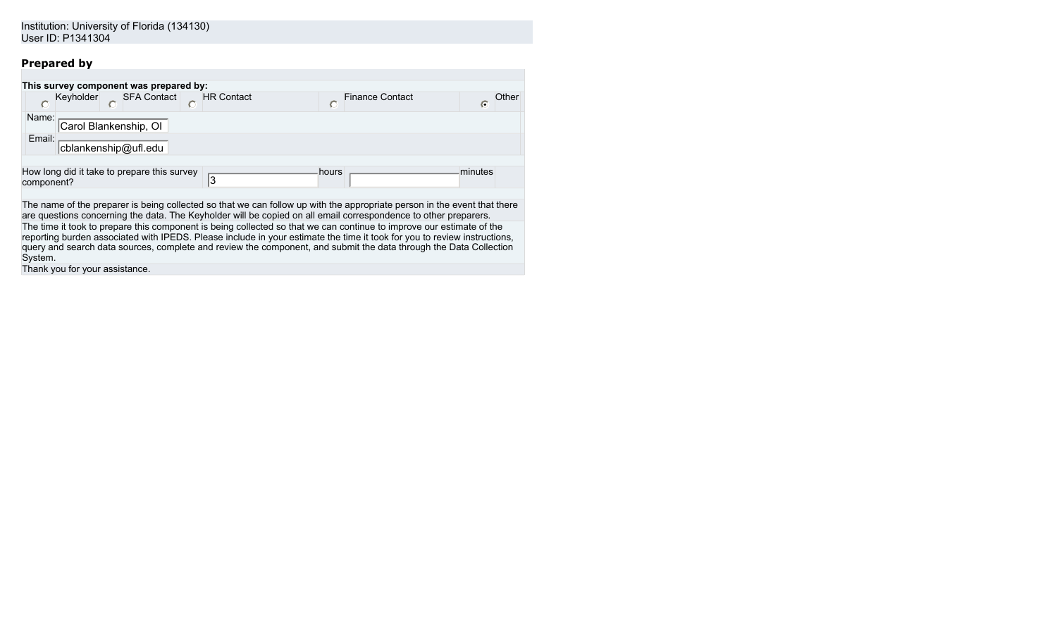Institution: University of Florida (134130)
User ID: P1341304

### Prepared by

**This survey component was prepared by:**

| | | | | | | | | | |
|---|---|---|---|---|---|---|---|---|---|
| ○ | Keyholder | ○ | SFA Contact | ○ | HR Contact | ○ | Finance Contact | ◉ | Other |

| | |
|---|---|
| Name: | Carol Blankenship, OI |
| Email: | cblankenship@ufl.edu |

| How long did it take to prepare this survey component? | 3 | hours | | minutes |
|---|---|---|---|---|

The name of the preparer is being collected so that we can follow up with the appropriate person in the event that there are questions concerning the data. The Keyholder will be copied on all email correspondence to other preparers.

The time it took to prepare this component is being collected so that we can continue to improve our estimate of the reporting burden associated with IPEDS. Please include in your estimate the time it took for you to review instructions, query and search data sources, complete and review the component, and submit the data through the Data Collection System.

Thank you for your assistance.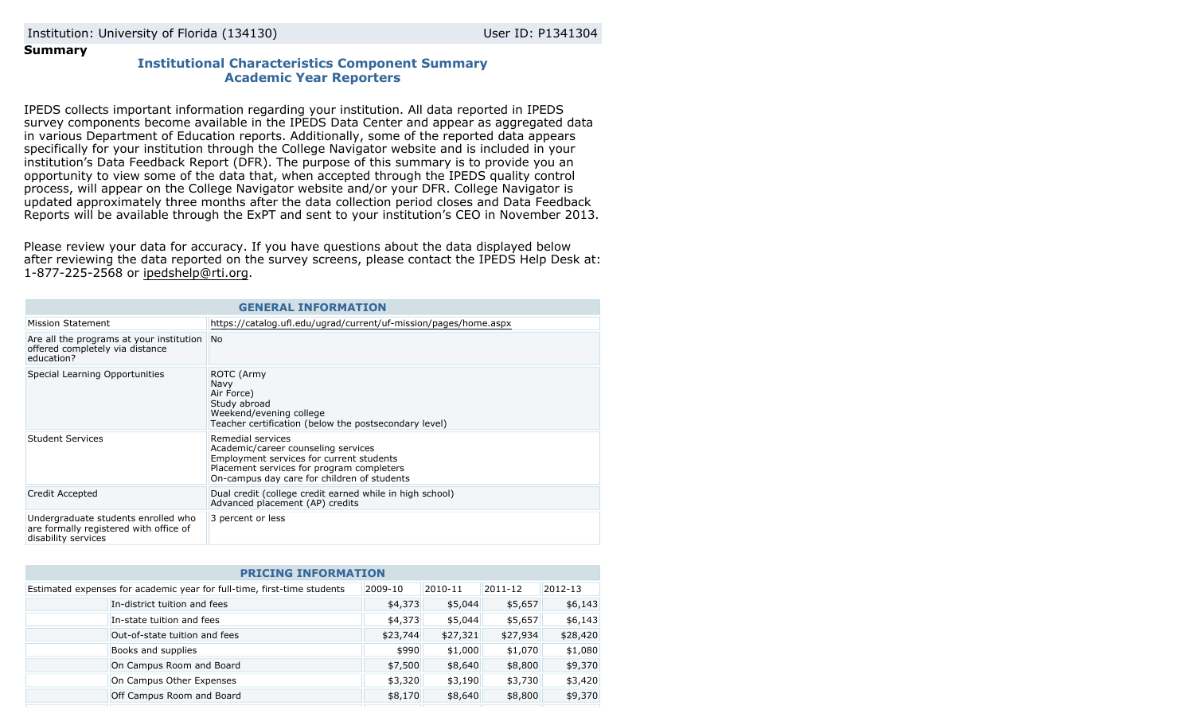Institution: University of Florida (134130) User ID: P1341304

**Summary**

## Institutional Characteristics Component Summary
## Academic Year Reporters

IPEDS collects important information regarding your institution. All data reported in IPEDS survey components become available in the IPEDS Data Center and appear as aggregated data in various Department of Education reports. Additionally, some of the reported data appears specifically for your institution through the College Navigator website and is included in your institution's Data Feedback Report (DFR). The purpose of this summary is to provide you an opportunity to view some of the data that, when accepted through the IPEDS quality control process, will appear on the College Navigator website and/or your DFR. College Navigator is updated approximately three months after the data collection period closes and Data Feedback Reports will be available through the ExPT and sent to your institution's CEO in November 2013.

Please review your data for accuracy. If you have questions about the data displayed below after reviewing the data reported on the survey screens, please contact the IPEDS Help Desk at: 1-877-225-2568 or ipedshelp@rti.org.

| GENERAL INFORMATION | |
|---|---|
| Mission Statement | https://catalog.ufl.edu/ugrad/current/uf-mission/pages/home.aspx |
| Are all the programs at your institution offered completely via distance education? | No |
| Special Learning Opportunities | ROTC (Army<br>Navy<br>Air Force)<br>Study abroad<br>Weekend/evening college<br>Teacher certification (below the postsecondary level) |
| Student Services | Remedial services<br>Academic/career counseling services<br>Employment services for current students<br>Placement services for program completers<br>On-campus day care for children of students |
| Credit Accepted | Dual credit (college credit earned while in high school)<br>Advanced placement (AP) credits |
| Undergraduate students enrolled who are formally registered with office of disability services | 3 percent or less |

| PRICING INFORMATION | | | | |
|---|---|---|---|---|
| Estimated expenses for academic year for full-time, first-time students | 2009-10 | 2010-11 | 2011-12 | 2012-13 |
| In-district tuition and fees | $4,373 | $5,044 | $5,657 | $6,143 |
| In-state tuition and fees | $4,373 | $5,044 | $5,657 | $6,143 |
| Out-of-state tuition and fees | $23,744 | $27,321 | $27,934 | $28,420 |
| Books and supplies | $990 | $1,000 | $1,070 | $1,080 |
| On Campus Room and Board | $7,500 | $8,640 | $8,800 | $9,370 |
| On Campus Other Expenses | $3,320 | $3,190 | $3,730 | $3,420 |
| Off Campus Room and Board | $8,170 | $8,640 | $8,800 | $9,370 |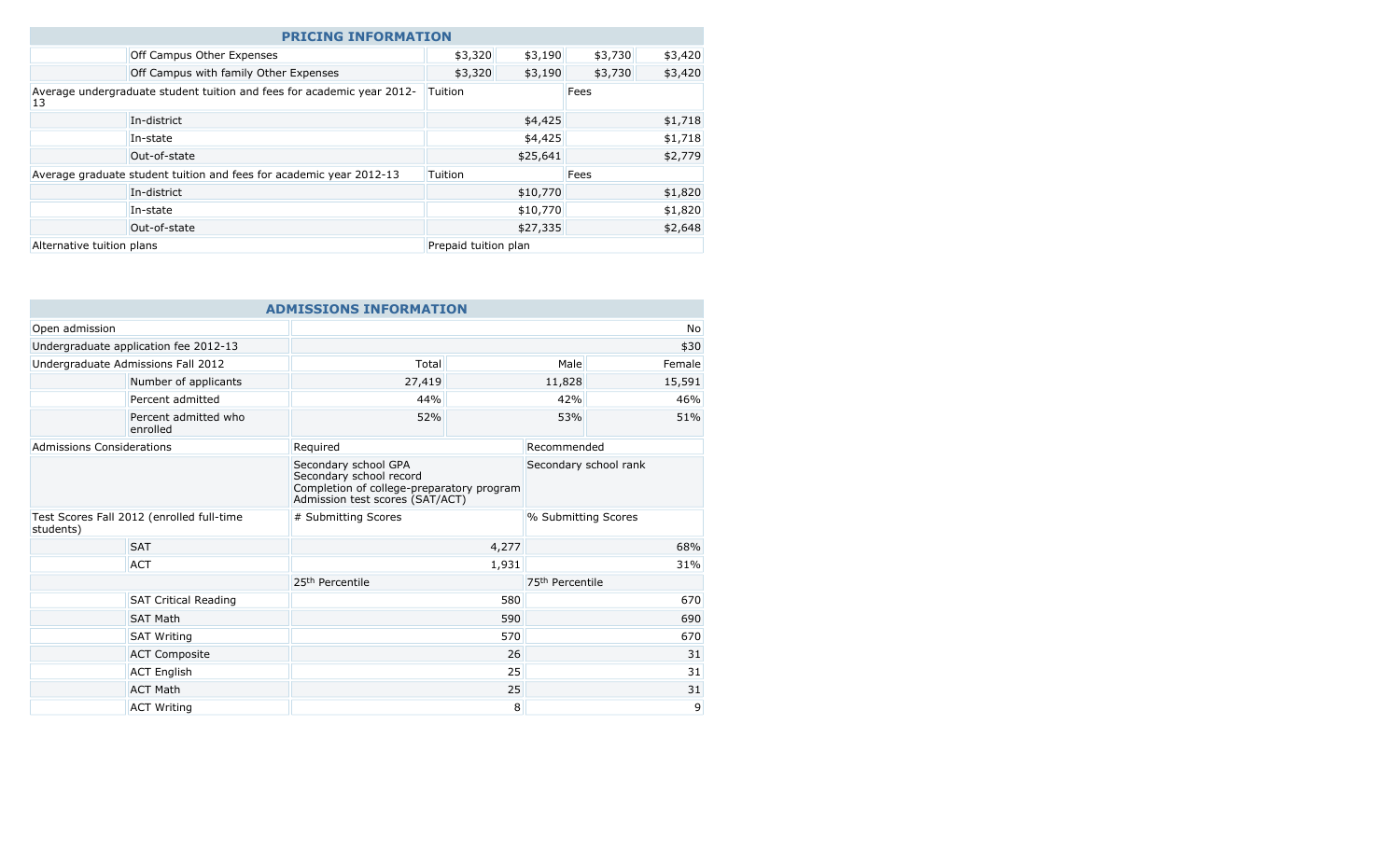## PRICING INFORMATION

| | | | | | |
|---|---|---|---|---|---|
| | Off Campus Other Expenses | $3,320 | $3,190 | $3,730 | $3,420 |
| | Off Campus with family Other Expenses | $3,320 | $3,190 | $3,730 | $3,420 |

| Average undergraduate student tuition and fees for academic year 2012-13 | | Tuition | Fees |
|---|---|---|---|
| | In-district | $4,425 | $1,718 |
| | In-state | $4,425 | $1,718 |
| | Out-of-state | $25,641 | $2,779 |
| **Average graduate student tuition and fees for academic year 2012-13** | | **Tuition** | **Fees** |
| | In-district | $10,770 | $1,820 |
| | In-state | $10,770 | $1,820 |
| | Out-of-state | $27,335 | $2,648 |
| Alternative tuition plans | | Prepaid tuition plan | |

## ADMISSIONS INFORMATION

| | | | | |
|---|---|---|---|---|
| Open admission | | | | No |
| Undergraduate application fee 2012-13 | | | | $30 |
| Undergraduate Admissions Fall 2012 | | Total | Male | Female |
| | Number of applicants | 27,419 | 11,828 | 15,591 |
| | Percent admitted | 44% | 42% | 46% |
| | Percent admitted who enrolled | 52% | 53% | 51% |

| Admissions Considerations | Required | Recommended |
|---|---|---|
| | Secondary school GPA<br>Secondary school record<br>Completion of college-preparatory program<br>Admission test scores (SAT/ACT) | Secondary school rank |

| Test Scores Fall 2012 (enrolled full-time students) | | # Submitting Scores | % Submitting Scores |
|---|---|---|---|
| | SAT | 4,277 | 68% |
| | ACT | 1,931 | 31% |
| | | 25th Percentile | 75th Percentile |
| | SAT Critical Reading | 580 | 670 |
| | SAT Math | 590 | 690 |
| | SAT Writing | 570 | 670 |
| | ACT Composite | 26 | 31 |
| | ACT English | 25 | 31 |
| | ACT Math | 25 | 31 |
| | ACT Writing | 8 | 9 |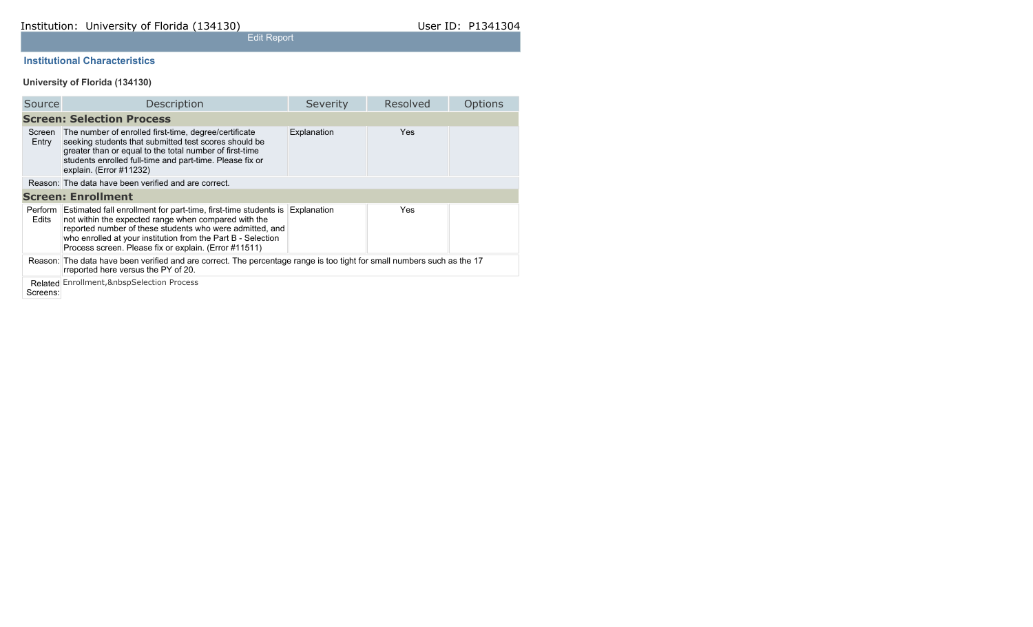Institution: University of Florida (134130)　　User ID: P1341304

Edit Report

### Institutional Characteristics

**University of Florida (134130)**

| Source | Description | Severity | Resolved | Options |
| --- | --- | --- | --- | --- |
| **Screen: Selection Process** | | | | |
| Screen Entry | The number of enrolled first-time, degree/certificate seeking students that submitted test scores should be greater than or equal to the total number of first-time students enrolled full-time and part-time. Please fix or explain. (Error #11232) | Explanation | Yes | |
| Reason: | The data have been verified and are correct. | | | |
| **Screen: Enrollment** | | | | |
| Perform Edits | Estimated fall enrollment for part-time, first-time students is not within the expected range when compared with the reported number of these students who were admitted, and who enrolled at your institution from the Part B - Selection Process screen. Please fix or explain. (Error #11511) | Explanation | Yes | |
| Reason: | The data have been verified and are correct. The percentage range is too tight for small numbers such as the 17 rreported here versus the PY of 20. | | | |
| Related Screens: | Enrollment,&nbspSelection Process | | | |